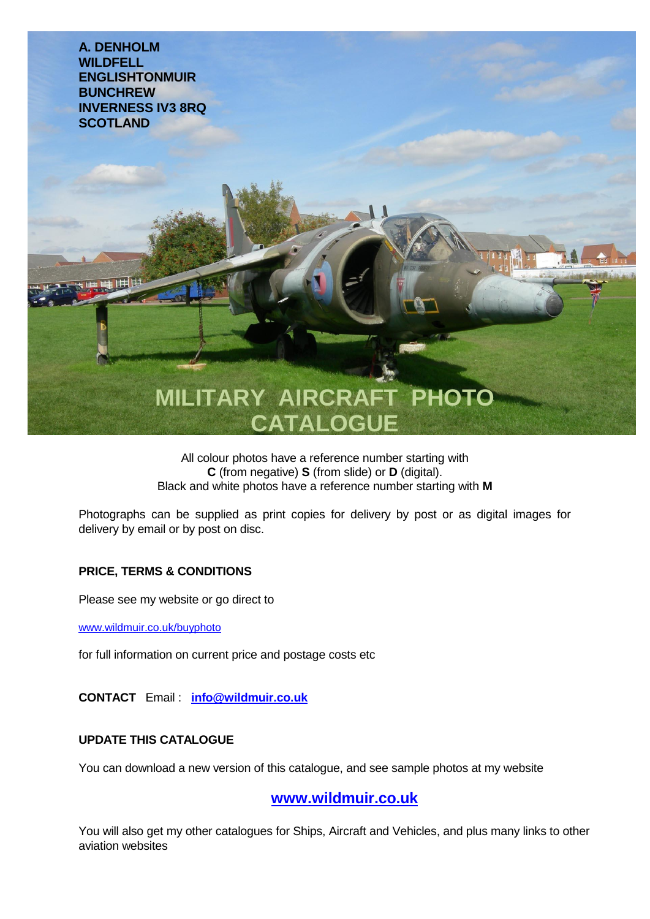**A. DENHOLM**
**WILDFELL**
**ENGLISHTONMUIR**
**BUNCHREW**
**INVERNESS IV3 8RQ**
**SCOTLAND**

# MILITARY AIRCRAFT PHOTO CATALOGUE

All colour photos have a reference number starting with
**C** (from negative) **S** (from slide) or **D** (digital).
Black and white photos have a reference number starting with **M**

Photographs can be supplied as print copies for delivery by post or as digital images for delivery by email or by post on disc.

## PRICE, TERMS & CONDITIONS

Please see my website or go direct to

www.wildmuir.co.uk/buyphoto

for full information on current price and postage costs etc

**CONTACT** Email : **info@wildmuir.co.uk**

## UPDATE THIS CATALOGUE

You can download a new version of this catalogue, and see sample photos at my website

**www.wildmuir.co.uk**

You will also get my other catalogues for Ships, Aircraft and Vehicles, and plus many links to other aviation websites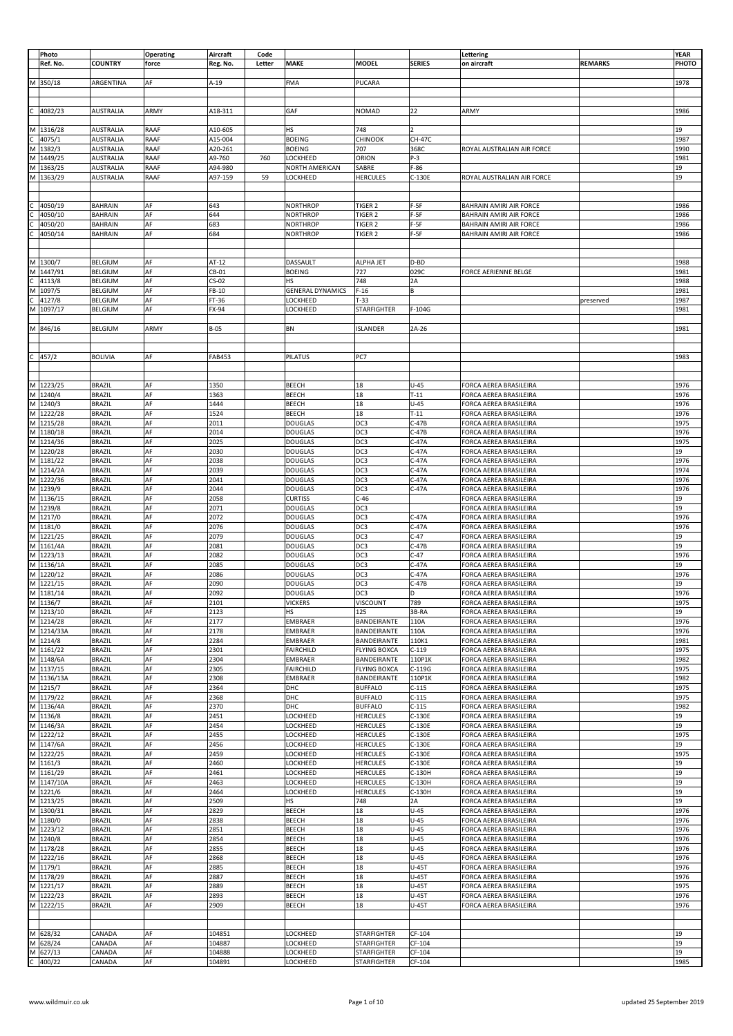| | Photo Ref. No. | COUNTRY | Operating force | Aircraft Reg. No. | Code Letter | MAKE | MODEL | SERIES | Lettering on aircraft | REMARKS | YEAR PHOTO |
|---|---|---|---|---|---|---|---|---|---|---|---|
| M | 350/18 | ARGENTINA | AF | A-19 | | FMA | PUCARA | | | | 1978 |
| | | | | | | | | | | | |
| C | 4082/23 | AUSTRALIA | ARMY | A18-311 | | GAF | NOMAD | 22 | ARMY | | 1986 |
| | | | | | | | | | | | |
| M | 1316/28 | AUSTRALIA | RAAF | A10-605 | | HS | 748 | 2 | | | 19 |
| C | 4075/1 | AUSTRALIA | RAAF | A15-004 | | BOEING | CHINOOK | CH-47C | | | 1987 |
| M | 1382/3 | AUSTRALIA | RAAF | A20-261 | | BOEING | 707 | 368C | ROYAL AUSTRALIAN AIR FORCE | | 1990 |
| M | 1449/25 | AUSTRALIA | RAAF | A9-760 | 760 | LOCKHEED | ORION | P-3 | | | 1981 |
| M | 1363/25 | AUSTRALIA | RAAF | A94-980 | | NORTH AMERICAN | SABRE | F-86 | | | 19 |
| M | 1363/29 | AUSTRALIA | RAAF | A97-159 | 59 | LOCKHEED | HERCULES | C-130E | ROYAL AUSTRALIAN AIR FORCE | | 19 |
| | | | | | | | | | | | |
| C | 4050/19 | BAHRAIN | AF | 643 | | NORTHROP | TIGER 2 | F-5F | BAHRAIN AMIRI AIR FORCE | | 1986 |
| C | 4050/10 | BAHRAIN | AF | 644 | | NORTHROP | TIGER 2 | F-5F | BAHRAIN AMIRI AIR FORCE | | 1986 |
| C | 4050/20 | BAHRAIN | AF | 683 | | NORTHROP | TIGER 2 | F-5F | BAHRAIN AMIRI AIR FORCE | | 1986 |
| C | 4050/14 | BAHRAIN | AF | 684 | | NORTHROP | TIGER 2 | F-5F | BAHRAIN AMIRI AIR FORCE | | 1986 |
| | | | | | | | | | | | |
| M | 1300/7 | BELGIUM | AF | AT-12 | | DASSAULT | ALPHA JET | D-BD | | | 1988 |
| M | 1447/91 | BELGIUM | AF | CB-01 | | BOEING | 727 | 029C | FORCE AERIENNE BELGE | | 1981 |
| C | 4113/8 | BELGIUM | AF | CS-02 | | HS | 748 | 2A | | | 1988 |
| M | 1097/5 | BELGIUM | AF | FB-10 | | GENERAL DYNAMICS | F-16 | B | | | 1981 |
| C | 4127/8 | BELGIUM | AF | FT-36 | | LOCKHEED | T-33 | | | preserved | 1987 |
| M | 1097/17 | BELGIUM | AF | FX-94 | | LOCKHEED | STARFIGHTER | F-104G | | | 1981 |
| | | | | | | | | | | | |
| M | 846/16 | BELGIUM | ARMY | B-05 | | BN | ISLANDER | 2A-26 | | | 1981 |
| | | | | | | | | | | | |
| C | 457/2 | BOLIVIA | AF | FAB453 | | PILATUS | PC7 | | | | 1983 |
| | | | | | | | | | | | |
| M | 1223/25 | BRAZIL | AF | 1350 | | BEECH | 18 | U-45 | FORCA AEREA BRASILEIRA | | 1976 |
| M | 1240/4 | BRAZIL | AF | 1363 | | BEECH | 18 | T-11 | FORCA AEREA BRASILEIRA | | 1976 |
| M | 1240/3 | BRAZIL | AF | 1444 | | BEECH | 18 | U-45 | FORCA AEREA BRASILEIRA | | 1976 |
| M | 1222/28 | BRAZIL | AF | 1524 | | BEECH | 18 | T-11 | FORCA AEREA BRASILEIRA | | 1976 |
| M | 1215/28 | BRAZIL | AF | 2011 | | DOUGLAS | DC3 | C-47B | FORCA AEREA BRASILEIRA | | 1975 |
| M | 1180/18 | BRAZIL | AF | 2014 | | DOUGLAS | DC3 | C-47B | FORCA AEREA BRASILEIRA | | 1976 |
| M | 1214/36 | BRAZIL | AF | 2025 | | DOUGLAS | DC3 | C-47A | FORCA AEREA BRASILEIRA | | 1975 |
| M | 1220/28 | BRAZIL | AF | 2030 | | DOUGLAS | DC3 | C-47A | FORCA AEREA BRASILEIRA | | 19 |
| M | 1181/22 | BRAZIL | AF | 2038 | | DOUGLAS | DC3 | C-47A | FORCA AEREA BRASILEIRA | | 1976 |
| M | 1214/2A | BRAZIL | AF | 2039 | | DOUGLAS | DC3 | C-47A | FORCA AEREA BRASILEIRA | | 1974 |
| M | 1222/36 | BRAZIL | AF | 2041 | | DOUGLAS | DC3 | C-47A | FORCA AEREA BRASILEIRA | | 1976 |
| M | 1239/9 | BRAZIL | AF | 2044 | | DOUGLAS | DC3 | C-47A | FORCA AEREA BRASILEIRA | | 1976 |
| M | 1136/15 | BRAZIL | AF | 2058 | | CURTISS | C-46 | | FORCA AEREA BRASILEIRA | | 19 |
| M | 1239/8 | BRAZIL | AF | 2071 | | DOUGLAS | DC3 | | FORCA AEREA BRASILEIRA | | 19 |
| M | 1217/0 | BRAZIL | AF | 2072 | | DOUGLAS | DC3 | C-47A | FORCA AEREA BRASILEIRA | | 1976 |
| M | 1181/0 | BRAZIL | AF | 2076 | | DOUGLAS | DC3 | C-47A | FORCA AEREA BRASILEIRA | | 1976 |
| M | 1221/25 | BRAZIL | AF | 2079 | | DOUGLAS | DC3 | C-47 | FORCA AEREA BRASILEIRA | | 19 |
| M | 1161/4A | BRAZIL | AF | 2081 | | DOUGLAS | DC3 | C-47B | FORCA AEREA BRASILEIRA | | 19 |
| M | 1223/13 | BRAZIL | AF | 2082 | | DOUGLAS | DC3 | C-47 | FORCA AEREA BRASILEIRA | | 1976 |
| M | 1136/1A | BRAZIL | AF | 2085 | | DOUGLAS | DC3 | C-47A | FORCA AEREA BRASILEIRA | | 19 |
| M | 1220/12 | BRAZIL | AF | 2086 | | DOUGLAS | DC3 | C-47A | FORCA AEREA BRASILEIRA | | 1976 |
| M | 1221/15 | BRAZIL | AF | 2090 | | DOUGLAS | DC3 | C-47B | FORCA AEREA BRASILEIRA | | 19 |
| M | 1181/14 | BRAZIL | AF | 2092 | | DOUGLAS | DC3 | D | FORCA AEREA BRASILEIRA | | 1976 |
| M | 1136/7 | BRAZIL | AF | 2101 | | VICKERS | VISCOUNT | 789 | FORCA AEREA BRASILEIRA | | 1975 |
| M | 1213/10 | BRAZIL | AF | 2123 | | HS | 125 | 3B-RA | FORCA AEREA BRASILEIRA | | 19 |
| M | 1214/28 | BRAZIL | AF | 2177 | | EMBRAER | BANDEIRANTE | 110A | FORCA AEREA BRASILEIRA | | 1976 |
| M | 1214/33A | BRAZIL | AF | 2178 | | EMBRAER | BANDEIRANTE | 110A | FORCA AEREA BRASILEIRA | | 1976 |
| M | 1214/8 | BRAZIL | AF | 2284 | | EMBRAER | BANDEIRANTE | 110K1 | FORCA AEREA BRASILEIRA | | 1981 |
| M | 1161/22 | BRAZIL | AF | 2301 | | FAIRCHILD | FLYING BOXCA | C-119 | FORCA AEREA BRASILEIRA | | 1975 |
| M | 1148/6A | BRAZIL | AF | 2304 | | EMBRAER | BANDEIRANTE | 110P1K | FORCA AEREA BRASILEIRA | | 1982 |
| M | 1137/15 | BRAZIL | AF | 2305 | | FAIRCHILD | FLYING BOXCA | C-119G | FORCA AEREA BRASILEIRA | | 1975 |
| M | 1136/13A | BRAZIL | AF | 2308 | | EMBRAER | BANDEIRANTE | 110P1K | FORCA AEREA BRASILEIRA | | 1982 |
| M | 1215/7 | BRAZIL | AF | 2364 | | DHC | BUFFALO | C-115 | FORCA AEREA BRASILEIRA | | 1975 |
| M | 1179/22 | BRAZIL | AF | 2368 | | DHC | BUFFALO | C-115 | FORCA AEREA BRASILEIRA | | 1975 |
| M | 1136/4A | BRAZIL | AF | 2370 | | DHC | BUFFALO | C-115 | FORCA AEREA BRASILEIRA | | 1982 |
| M | 1136/8 | BRAZIL | AF | 2451 | | LOCKHEED | HERCULES | C-130E | FORCA AEREA BRASILEIRA | | 19 |
| M | 1146/3A | BRAZIL | AF | 2454 | | LOCKHEED | HERCULES | C-130E | FORCA AEREA BRASILEIRA | | 19 |
| M | 1222/12 | BRAZIL | AF | 2455 | | LOCKHEED | HERCULES | C-130E | FORCA AEREA BRASILEIRA | | 1975 |
| M | 1147/6A | BRAZIL | AF | 2456 | | LOCKHEED | HERCULES | C-130E | FORCA AEREA BRASILEIRA | | 19 |
| M | 1222/25 | BRAZIL | AF | 2459 | | LOCKHEED | HERCULES | C-130E | FORCA AEREA BRASILEIRA | | 1975 |
| M | 1161/3 | BRAZIL | AF | 2460 | | LOCKHEED | HERCULES | C-130E | FORCA AEREA BRASILEIRA | | 19 |
| M | 1161/29 | BRAZIL | AF | 2461 | | LOCKHEED | HERCULES | C-130H | FORCA AEREA BRASILEIRA | | 19 |
| M | 1147/10A | BRAZIL | AF | 2463 | | LOCKHEED | HERCULES | C-130H | FORCA AEREA BRASILEIRA | | 19 |
| M | 1221/6 | BRAZIL | AF | 2464 | | LOCKHEED | HERCULES | C-130H | FORCA AEREA BRASILEIRA | | 19 |
| M | 1213/25 | BRAZIL | AF | 2509 | | HS | 748 | 2A | FORCA AEREA BRASILEIRA | | 19 |
| M | 1300/31 | BRAZIL | AF | 2829 | | BEECH | 18 | U-45 | FORCA AEREA BRASILEIRA | | 1976 |
| M | 1180/0 | BRAZIL | AF | 2838 | | BEECH | 18 | U-45 | FORCA AEREA BRASILEIRA | | 1976 |
| M | 1223/12 | BRAZIL | AF | 2851 | | BEECH | 18 | U-45 | FORCA AEREA BRASILEIRA | | 1976 |
| M | 1240/8 | BRAZIL | AF | 2854 | | BEECH | 18 | U-45 | FORCA AEREA BRASILEIRA | | 1976 |
| M | 1178/28 | BRAZIL | AF | 2855 | | BEECH | 18 | U-45 | FORCA AEREA BRASILEIRA | | 1976 |
| M | 1222/16 | BRAZIL | AF | 2868 | | BEECH | 18 | U-45 | FORCA AEREA BRASILEIRA | | 1976 |
| M | 1179/1 | BRAZIL | AF | 2885 | | BEECH | 18 | U-45T | FORCA AEREA BRASILEIRA | | 1976 |
| M | 1178/29 | BRAZIL | AF | 2887 | | BEECH | 18 | U-45T | FORCA AEREA BRASILEIRA | | 1976 |
| M | 1221/17 | BRAZIL | AF | 2889 | | BEECH | 18 | U-45T | FORCA AEREA BRASILEIRA | | 1975 |
| M | 1222/23 | BRAZIL | AF | 2893 | | BEECH | 18 | U-45T | FORCA AEREA BRASILEIRA | | 1976 |
| M | 1222/15 | BRAZIL | AF | 2909 | | BEECH | 18 | U-45T | FORCA AEREA BRASILEIRA | | 1976 |
| | | | | | | | | | | | |
| M | 628/32 | CANADA | AF | 104851 | | LOCKHEED | STARFIGHTER | CF-104 | | | 19 |
| M | 628/24 | CANADA | AF | 104887 | | LOCKHEED | STARFIGHTER | CF-104 | | | 19 |
| M | 627/13 | CANADA | AF | 104888 | | LOCKHEED | STARFIGHTER | CF-104 | | | 19 |
| C | 400/22 | CANADA | AF | 104891 | | LOCKHEED | STARFIGHTER | CF-104 | | | 1985 |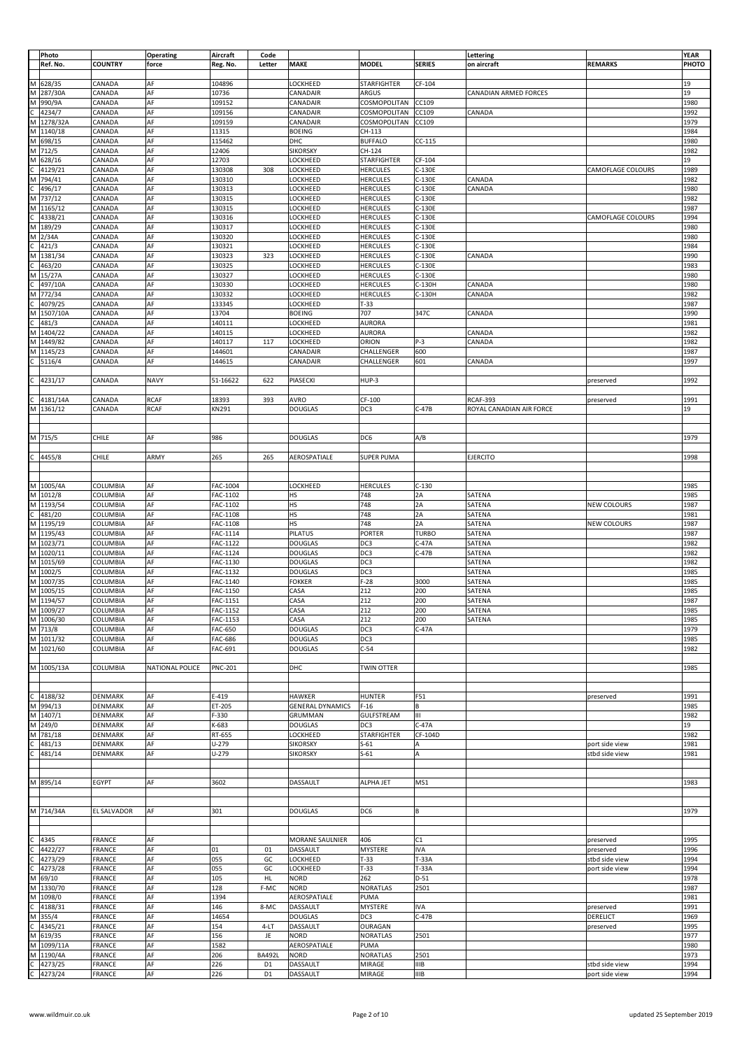| | Photo Ref. No. | COUNTRY | Operating force | Aircraft Reg. No. | Code Letter | MAKE | MODEL | SERIES | Lettering on aircraft | REMARKS | YEAR PHOTO |
|---|---|---|---|---|---|---|---|---|---|---|---|
| M | 628/35 | CANADA | AF | 104896 | | LOCKHEED | STARFIGHTER | CF-104 | | | 19 |
| M | 287/30A | CANADA | AF | 10736 | | CANADAIR | ARGUS | | CANADIAN ARMED FORCES | | 19 |
| M | 990/9A | CANADA | AF | 109152 | | CANADAIR | COSMOPOLITAN | CC109 | | | 1980 |
| C | 4234/7 | CANADA | AF | 109156 | | CANADAIR | COSMOPOLITAN | CC109 | CANADA | | 1992 |
| M | 1278/32A | CANADA | AF | 109159 | | CANADAIR | COSMOPOLITAN | CC109 | | | 1979 |
| M | 1140/18 | CANADA | AF | 11315 | | BOEING | CH-113 | | | | 1984 |
| M | 698/15 | CANADA | AF | 115462 | | DHC | BUFFALO | CC-115 | | | 1980 |
| M | 712/5 | CANADA | AF | 12406 | | SIKORSKY | CH-124 | | | | 1982 |
| M | 628/16 | CANADA | AF | 12703 | | LOCKHEED | STARFIGHTER | CF-104 | | | 19 |
| C | 4129/21 | CANADA | AF | 130308 | 308 | LOCKHEED | HERCULES | C-130E | | CAMOFLAGE COLOURS | 1989 |
| M | 794/41 | CANADA | AF | 130310 | | LOCKHEED | HERCULES | C-130E | CANADA | | 1982 |
| C | 496/17 | CANADA | AF | 130313 | | LOCKHEED | HERCULES | C-130E | CANADA | | 1980 |
| M | 737/12 | CANADA | AF | 130315 | | LOCKHEED | HERCULES | C-130E | | | 1982 |
| M | 1165/12 | CANADA | AF | 130315 | | LOCKHEED | HERCULES | C-130E | | | 1987 |
| C | 4338/21 | CANADA | AF | 130316 | | LOCKHEED | HERCULES | C-130E | | CAMOFLAGE COLOURS | 1994 |
| M | 189/29 | CANADA | AF | 130317 | | LOCKHEED | HERCULES | C-130E | | | 1980 |
| M | 2/34A | CANADA | AF | 130320 | | LOCKHEED | HERCULES | C-130E | | | 1980 |
| C | 421/3 | CANADA | AF | 130321 | | LOCKHEED | HERCULES | C-130E | | | 1984 |
| M | 1381/34 | CANADA | AF | 130323 | 323 | LOCKHEED | HERCULES | C-130E | CANADA | | 1990 |
| C | 463/20 | CANADA | AF | 130325 | | LOCKHEED | HERCULES | C-130E | | | 1983 |
| M | 15/27A | CANADA | AF | 130327 | | LOCKHEED | HERCULES | C-130E | | | 1980 |
| C | 497/10A | CANADA | AF | 130330 | | LOCKHEED | HERCULES | C-130H | CANADA | | 1980 |
| M | 772/34 | CANADA | AF | 130332 | | LOCKHEED | HERCULES | C-130H | CANADA | | 1982 |
| C | 4079/25 | CANADA | AF | 133345 | | LOCKHEED | T-33 | | | | 1987 |
| M | 1507/10A | CANADA | AF | 13704 | | BOEING | 707 | 347C | CANADA | | 1990 |
| C | 481/3 | CANADA | AF | 140111 | | LOCKHEED | AURORA | | | | 1981 |
| M | 1404/22 | CANADA | AF | 140115 | | LOCKHEED | AURORA | | CANADA | | 1982 |
| M | 1449/82 | CANADA | AF | 140117 | 117 | LOCKHEED | ORION | P-3 | CANADA | | 1982 |
| M | 1145/23 | CANADA | AF | 144601 | | CANADAIR | CHALLENGER | 600 | | | 1987 |
| C | 5116/4 | CANADA | AF | 144615 | | CANADAIR | CHALLENGER | 601 | CANADA | | 1997 |
| | | | | | | | | | | | |
| C | 4231/17 | CANADA | NAVY | 51-16622 | 622 | PIASECKI | HUP-3 | | | preserved | 1992 |
| | | | | | | | | | | | |
| C | 4181/14A | CANADA | RCAF | 18393 | 393 | AVRO | CF-100 | | RCAF-393 | preserved | 1991 |
| M | 1361/12 | CANADA | RCAF | KN291 | | DOUGLAS | DC3 | C-47B | ROYAL CANADIAN AIR FORCE | | 19 |
| | | | | | | | | | | | |
| M | 715/5 | CHILE | AF | 986 | | DOUGLAS | DC6 | A/B | | | 1979 |
| | | | | | | | | | | | |
| C | 4455/8 | CHILE | ARMY | 265 | 265 | AEROSPATIALE | SUPER PUMA | | EJERCITO | | 1998 |
| | | | | | | | | | | | |
| M | 1005/4A | COLUMBIA | AF | FAC-1004 | | LOCKHEED | HERCULES | C-130 | | | 1985 |
| M | 1012/8 | COLUMBIA | AF | FAC-1102 | | HS | 748 | 2A | SATENA | | 1985 |
| M | 1193/54 | COLUMBIA | AF | FAC-1102 | | HS | 748 | 2A | SATENA | NEW COLOURS | 1987 |
| C | 481/20 | COLUMBIA | AF | FAC-1108 | | HS | 748 | 2A | SATENA | | 1981 |
| M | 1195/19 | COLUMBIA | AF | FAC-1108 | | HS | 748 | 2A | SATENA | NEW COLOURS | 1987 |
| M | 1195/43 | COLUMBIA | AF | FAC-1114 | | PILATUS | PORTER | TURBO | SATENA | | 1987 |
| M | 1023/71 | COLUMBIA | AF | FAC-1122 | | DOUGLAS | DC3 | C-47A | SATENA | | 1982 |
| M | 1020/11 | COLUMBIA | AF | FAC-1124 | | DOUGLAS | DC3 | C-47B | SATENA | | 1982 |
| M | 1015/69 | COLUMBIA | AF | FAC-1130 | | DOUGLAS | DC3 | | SATENA | | 1982 |
| M | 1002/5 | COLUMBIA | AF | FAC-1132 | | DOUGLAS | DC3 | | SATENA | | 1985 |
| M | 1007/35 | COLUMBIA | AF | FAC-1140 | | FOKKER | F-28 | 3000 | SATENA | | 1985 |
| M | 1005/15 | COLUMBIA | AF | FAC-1150 | | CASA | 212 | 200 | SATENA | | 1985 |
| M | 1194/57 | COLUMBIA | AF | FAC-1151 | | CASA | 212 | 200 | SATENA | | 1987 |
| M | 1009/27 | COLUMBIA | AF | FAC-1152 | | CASA | 212 | 200 | SATENA | | 1985 |
| M | 1006/30 | COLUMBIA | AF | FAC-1153 | | CASA | 212 | 200 | SATENA | | 1985 |
| M | 713/8 | COLUMBIA | AF | FAC-650 | | DOUGLAS | DC3 | C-47A | | | 1979 |
| M | 1011/32 | COLUMBIA | AF | FAC-686 | | DOUGLAS | DC3 | | | | 1985 |
| M | 1021/60 | COLUMBIA | AF | FAC-691 | | DOUGLAS | C-54 | | | | 1982 |
| | | | | | | | | | | | |
| M | 1005/13A | COLUMBIA | NATIONAL POLICE | PNC-201 | | DHC | TWIN OTTER | | | | 1985 |
| | | | | | | | | | | | |
| C | 4188/32 | DENMARK | AF | E-419 | | HAWKER | HUNTER | F51 | | preserved | 1991 |
| M | 994/13 | DENMARK | AF | ET-205 | | GENERAL DYNAMICS | F-16 | B | | | 1985 |
| M | 1407/1 | DENMARK | AF | F-330 | | GRUMMAN | GULFSTREAM | III | | | 1982 |
| M | 249/0 | DENMARK | AF | K-683 | | DOUGLAS | DC3 | C-47A | | | 19 |
| M | 781/18 | DENMARK | AF | RT-655 | | LOCKHEED | STARFIGHTER | CF-104D | | | 1982 |
| C | 481/13 | DENMARK | AF | U-279 | | SIKORSKY | S-61 | A | | port side view | 1981 |
| C | 481/14 | DENMARK | AF | U-279 | | SIKORSKY | S-61 | A | | stbd side view | 1981 |
| | | | | | | | | | | | |
| M | 895/14 | EGYPT | AF | 3602 | | DASSAULT | ALPHA JET | MS1 | | | 1983 |
| | | | | | | | | | | | |
| M | 714/34A | EL SALVADOR | AF | 301 | | DOUGLAS | DC6 | B | | | 1979 |
| | | | | | | | | | | | |
| C | 4345 | FRANCE | AF | | | MORANE SAULNIER | 406 | C1 | | preserved | 1995 |
| C | 4422/27 | FRANCE | AF | 01 | 01 | DASSAULT | MYSTERE | IVA | | preserved | 1996 |
| C | 4273/29 | FRANCE | AF | 055 | GC | LOCKHEED | T-33 | T-33A | | stbd side view | 1994 |
| C | 4273/28 | FRANCE | AF | 055 | GC | LOCKHEED | T-33 | T-33A | | port side view | 1994 |
| M | 69/10 | FRANCE | AF | 105 | HL | NORD | 262 | D-51 | | | 1978 |
| M | 1330/70 | FRANCE | AF | 128 | F-MC | NORD | NORATLAS | 2501 | | | 1987 |
| M | 1098/0 | FRANCE | AF | 1394 | | AEROSPATIALE | PUMA | | | | 1981 |
| C | 4188/31 | FRANCE | AF | 146 | 8-MC | DASSAULT | MYSTERE | IVA | | preserved | 1991 |
| M | 355/4 | FRANCE | AF | 14654 | | DOUGLAS | DC3 | C-47B | | DERELICT | 1969 |
| C | 4345/21 | FRANCE | AF | 154 | 4-LT | DASSAULT | OURAGAN | | | preserved | 1995 |
| M | 619/35 | FRANCE | AF | 156 | JE | NORD | NORATLAS | 2501 | | | 1977 |
| M | 1099/11A | FRANCE | AF | 1582 | | AEROSPATIALE | PUMA | | | | 1980 |
| M | 1190/4A | FRANCE | AF | 206 | BA492L | NORD | NORATLAS | 2501 | | | 1973 |
| C | 4273/25 | FRANCE | AF | 226 | D1 | DASSAULT | MIRAGE | IIIB | | stbd side view | 1994 |
| C | 4273/24 | FRANCE | AF | 226 | D1 | DASSAULT | MIRAGE | IIIB | | port side view | 1994 |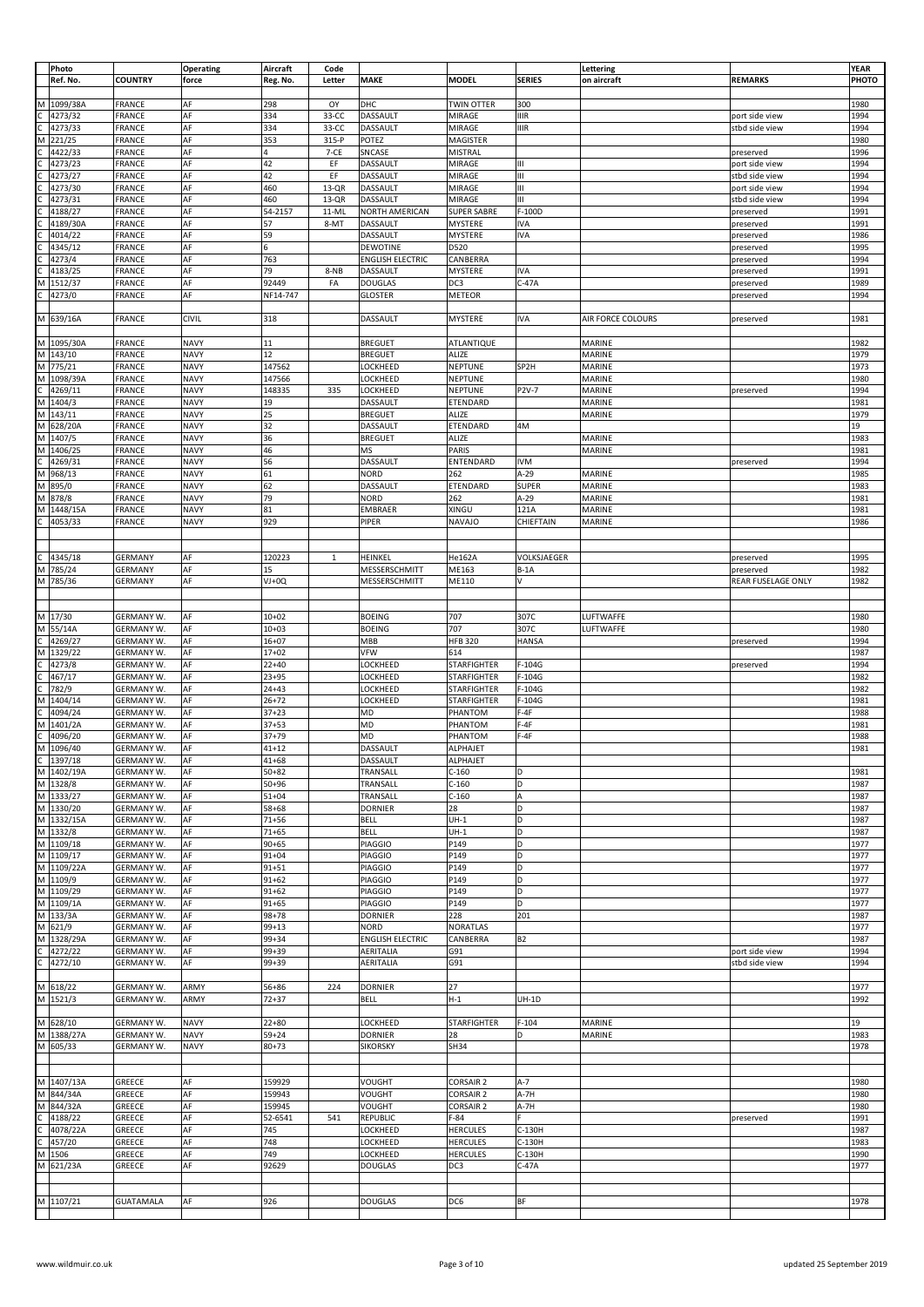| | Photo Ref. No. | COUNTRY | Operating force | Aircraft Reg. No. | Code Letter | MAKE | MODEL | SERIES | Lettering on aircraft | REMARKS | YEAR PHOTO |
|---|---|---|---|---|---|---|---|---|---|---|---|
| M | 1099/38A | FRANCE | AF | 298 | OY | DHC | TWIN OTTER | 300 | | | 1980 |
| C | 4273/32 | FRANCE | AF | 334 | 33-CC | DASSAULT | MIRAGE | IIIR | | port side view | 1994 |
| C | 4273/33 | FRANCE | AF | 334 | 33-CC | DASSAULT | MIRAGE | IIIR | | stbd side view | 1994 |
| M | 221/25 | FRANCE | AF | 353 | 315-P | POTEZ | MAGISTER | | | | 1980 |
| C | 4422/33 | FRANCE | AF | 4 | 7-CE | SNCASE | MISTRAL | | | preserved | 1996 |
| C | 4273/23 | FRANCE | AF | 42 | EF | DASSAULT | MIRAGE | III | | port side view | 1994 |
| C | 4273/27 | FRANCE | AF | 42 | EF | DASSAULT | MIRAGE | III | | stbd side view | 1994 |
| C | 4273/30 | FRANCE | AF | 460 | 13-QR | DASSAULT | MIRAGE | III | | port side view | 1994 |
| C | 4273/31 | FRANCE | AF | 460 | 13-QR | DASSAULT | MIRAGE | III | | stbd side view | 1994 |
| C | 4188/27 | FRANCE | AF | 54-2157 | 11-ML | NORTH AMERICAN | SUPER SABRE | F-100D | | preserved | 1991 |
| C | 4189/30A | FRANCE | AF | 57 | 8-MT | DASSAULT | MYSTERE | IVA | | preserved | 1991 |
| C | 4014/22 | FRANCE | AF | 59 | | DASSAULT | MYSTERE | IVA | | preserved | 1986 |
| C | 4345/12 | FRANCE | AF | 6 | | DEWOTINE | D520 | | | preserved | 1995 |
| C | 4273/4 | FRANCE | AF | 763 | | ENGLISH ELECTRIC | CANBERRA | | | preserved | 1994 |
| C | 4183/25 | FRANCE | AF | 79 | 8-NB | DASSAULT | MYSTERE | IVA | | preserved | 1991 |
| M | 1512/37 | FRANCE | AF | 92449 | FA | DOUGLAS | DC3 | C-47A | | preserved | 1989 |
| C | 4273/0 | FRANCE | AF | NF14-747 | | GLOSTER | METEOR | | | preserved | 1994 |
| | | | | | | | | | | | |
| M | 639/16A | FRANCE | CIVIL | 318 | | DASSAULT | MYSTERE | IVA | AIR FORCE COLOURS | preserved | 1981 |
| | | | | | | | | | | | |
| M | 1095/30A | FRANCE | NAVY | 11 | | BREGUET | ATLANTIQUE | | MARINE | | 1982 |
| M | 143/10 | FRANCE | NAVY | 12 | | BREGUET | ALIZE | | MARINE | | 1979 |
| M | 775/21 | FRANCE | NAVY | 147562 | | LOCKHEED | NEPTUNE | SP2H | MARINE | | 1973 |
| M | 1098/39A | FRANCE | NAVY | 147566 | | LOCKHEED | NEPTUNE | | MARINE | | 1980 |
| C | 4269/11 | FRANCE | NAVY | 148335 | 335 | LOCKHEED | NEPTUNE | P2V-7 | MARINE | preserved | 1994 |
| M | 1404/3 | FRANCE | NAVY | 19 | | DASSAULT | ETENDARD | | MARINE | | 1981 |
| M | 143/11 | FRANCE | NAVY | 25 | | BREGUET | ALIZE | | MARINE | | 1979 |
| M | 628/20A | FRANCE | NAVY | 32 | | DASSAULT | ETENDARD | 4M | | | 19 |
| M | 1407/5 | FRANCE | NAVY | 36 | | BREGUET | ALIZE | | MARINE | | 1983 |
| M | 1406/25 | FRANCE | NAVY | 46 | | MS | PARIS | | MARINE | | 1981 |
| C | 4269/31 | FRANCE | NAVY | 56 | | DASSAULT | ENTENDARD | IVM | | preserved | 1994 |
| M | 968/13 | FRANCE | NAVY | 61 | | NORD | 262 | A-29 | MARINE | | 1985 |
| M | 895/0 | FRANCE | NAVY | 62 | | DASSAULT | ETENDARD | SUPER | MARINE | | 1983 |
| M | 878/8 | FRANCE | NAVY | 79 | | NORD | 262 | A-29 | MARINE | | 1981 |
| M | 1448/15A | FRANCE | NAVY | 81 | | EMBRAER | XINGU | 121A | MARINE | | 1981 |
| C | 4053/33 | FRANCE | NAVY | 929 | | PIPER | NAVAJO | CHIEFTAIN | MARINE | | 1986 |
| | | | | | | | | | | | |
| C | 4345/18 | GERMANY | AF | 120223 | 1 | HEINKEL | He162A | VOLKSJAEGER | | preserved | 1995 |
| M | 785/24 | GERMANY | AF | 15 | | MESSERSCHMITT | ME163 | B-1A | | preserved | 1982 |
| M | 785/36 | GERMANY | AF | VJ+OQ | | MESSERSCHMITT | ME110 | V | | REAR FUSELAGE ONLY | 1982 |
| | | | | | | | | | | | |
| M | 17/30 | GERMANY W. | AF | 10+02 | | BOEING | 707 | 307C | LUFTWAFFE | | 1980 |
| M | 55/14A | GERMANY W. | AF | 10+03 | | BOEING | 707 | 307C | LUFTWAFFE | | 1980 |
| C | 4269/27 | GERMANY W. | AF | 16+07 | | MBB | HFB 320 | HANSA | | preserved | 1994 |
| M | 1329/22 | GERMANY W. | AF | 17+02 | | VFW | 614 | | | | 1987 |
| C | 4273/8 | GERMANY W. | AF | 22+40 | | LOCKHEED | STARFIGHTER | F-104G | | preserved | 1994 |
| C | 467/17 | GERMANY W. | AF | 23+95 | | LOCKHEED | STARFIGHTER | F-104G | | | 1982 |
| C | 782/9 | GERMANY W. | AF | 24+43 | | LOCKHEED | STARFIGHTER | F-104G | | | 1982 |
| M | 1404/14 | GERMANY W. | AF | 26+72 | | LOCKHEED | STARFIGHTER | F-104G | | | 1981 |
| C | 4094/24 | GERMANY W. | AF | 37+23 | | MD | PHANTOM | F-4F | | | 1988 |
| M | 1401/2A | GERMANY W. | AF | 37+53 | | MD | PHANTOM | F-4F | | | 1981 |
| C | 4096/20 | GERMANY W. | AF | 37+79 | | MD | PHANTOM | F-4F | | | 1988 |
| M | 1096/40 | GERMANY W. | AF | 41+12 | | DASSAULT | ALPHAJET | | | | 1981 |
| C | 1397/18 | GERMANY W. | AF | 41+68 | | DASSAULT | ALPHAJET | | | | |
| M | 1402/19A | GERMANY W. | AF | 50+82 | | TRANSALL | C-160 | D | | | 1981 |
| M | 1328/8 | GERMANY W. | AF | 50+96 | | TRANSALL | C-160 | D | | | 1987 |
| M | 1333/27 | GERMANY W. | AF | 51+04 | | TRANSALL | C-160 | A | | | 1987 |
| M | 1330/20 | GERMANY W. | AF | 58+68 | | DORNIER | 28 | D | | | 1987 |
| M | 1332/15A | GERMANY W. | AF | 71+56 | | BELL | UH-1 | D | | | 1987 |
| M | 1332/8 | GERMANY W. | AF | 71+65 | | BELL | UH-1 | D | | | 1987 |
| M | 1109/18 | GERMANY W. | AF | 90+65 | | PIAGGIO | P149 | D | | | 1977 |
| M | 1109/17 | GERMANY W. | AF | 91+04 | | PIAGGIO | P149 | D | | | 1977 |
| M | 1109/22A | GERMANY W. | AF | 91+51 | | PIAGGIO | P149 | D | | | 1977 |
| M | 1109/9 | GERMANY W. | AF | 91+62 | | PIAGGIO | P149 | D | | | 1977 |
| M | 1109/29 | GERMANY W. | AF | 91+62 | | PIAGGIO | P149 | D | | | 1977 |
| M | 1109/1A | GERMANY W. | AF | 91+65 | | PIAGGIO | P149 | D | | | 1977 |
| M | 133/3A | GERMANY W. | AF | 98+78 | | DORNIER | 228 | 201 | | | 1987 |
| M | 621/9 | GERMANY W. | AF | 99+13 | | NORD | NORATLAS | | | | 1977 |
| M | 1328/29A | GERMANY W. | AF | 99+34 | | ENGLISH ELECTRIC | CANBERRA | B2 | | | 1987 |
| C | 4272/22 | GERMANY W. | AF | 99+39 | | AERITALIA | G91 | | | port side view | 1994 |
| C | 4272/10 | GERMANY W. | AF | 99+39 | | AERITALIA | G91 | | | stbd side view | 1994 |
| | | | | | | | | | | | |
| M | 618/22 | GERMANY W. | ARMY | 56+86 | 224 | DORNIER | 27 | | | | 1977 |
| M | 1521/3 | GERMANY W. | ARMY | 72+37 | | BELL | H-1 | UH-1D | | | 1992 |
| | | | | | | | | | | | |
| M | 628/10 | GERMANY W. | NAVY | 22+80 | | LOCKHEED | STARFIGHTER | F-104 | MARINE | | 19 |
| M | 1388/27A | GERMANY W. | NAVY | 59+24 | | DORNIER | 28 | D | MARINE | | 1983 |
| M | 605/33 | GERMANY W. | NAVY | 80+73 | | SIKORSKY | SH34 | | | | 1978 |
| | | | | | | | | | | | |
| M | 1407/13A | GREECE | AF | 159929 | | VOUGHT | CORSAIR 2 | A-7 | | | 1980 |
| M | 844/34A | GREECE | AF | 159943 | | VOUGHT | CORSAIR 2 | A-7H | | | 1980 |
| M | 844/32A | GREECE | AF | 159945 | | VOUGHT | CORSAIR 2 | A-7H | | | 1980 |
| C | 4188/22 | GREECE | AF | 52-6541 | 541 | REPUBLIC | F-84 | F | | preserved | 1991 |
| C | 4078/22A | GREECE | AF | 745 | | LOCKHEED | HERCULES | C-130H | | | 1987 |
| C | 457/20 | GREECE | AF | 748 | | LOCKHEED | HERCULES | C-130H | | | 1983 |
| M | 1506 | GREECE | AF | 749 | | LOCKHEED | HERCULES | C-130H | | | 1990 |
| M | 621/23A | GREECE | AF | 92629 | | DOUGLAS | DC3 | C-47A | | | 1977 |
| | | | | | | | | | | | |
| M | 1107/21 | GUATAMALA | AF | 926 | | DOUGLAS | DC6 | BF | | | 1978 |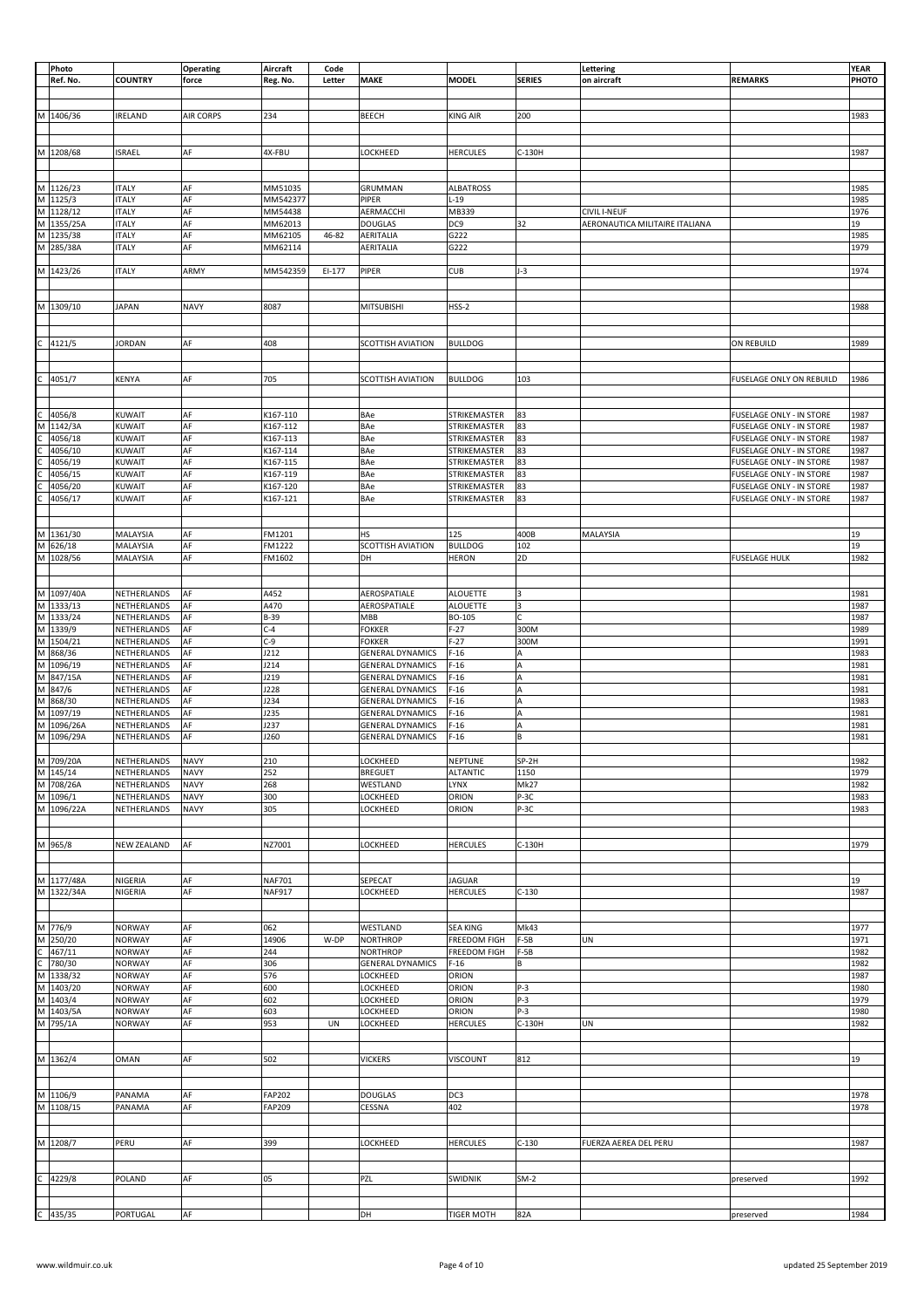| | Photo Ref. No. | COUNTRY | Operating force | Aircraft Reg. No. | Code Letter | MAKE | MODEL | SERIES | Lettering on aircraft | REMARKS | YEAR PHOTO |
|---|---|---|---|---|---|---|---|---|---|---|---|
| M | 1406/36 | IRELAND | AIR CORPS | 234 | | BEECH | KING AIR | 200 | | | 1983 |
| M | 1208/68 | ISRAEL | AF | 4X-FBU | | LOCKHEED | HERCULES | C-130H | | | 1987 |
| M | 1126/23 | ITALY | AF | MM51035 | | GRUMMAN | ALBATROSS | | | | 1985 |
| M | 1125/3 | ITALY | AF | MM542377 | | PIPER | L-19 | | | | 1985 |
| M | 1128/12 | ITALY | AF | MM54438 | | AERMACCHI | MB339 | | CIVIL I-NEUF | | 1976 |
| M | 1355/25A | ITALY | AF | MM62013 | | DOUGLAS | DC9 | 32 | AERONAUTICA MILITAIRE ITALIANA | | 19 |
| M | 1235/38 | ITALY | AF | MM62105 | 46-82 | AERITALIA | G222 | | | | 1985 |
| M | 285/38A | ITALY | AF | MM62114 | | AERITALIA | G222 | | | | 1979 |
| M | 1423/26 | ITALY | ARMY | MM542359 | EI-177 | PIPER | CUB | J-3 | | | 1974 |
| M | 1309/10 | JAPAN | NAVY | 8087 | | MITSUBISHI | HSS-2 | | | | 1988 |
| C | 4121/5 | JORDAN | AF | 408 | | SCOTTISH AVIATION | BULLDOG | | | ON REBUILD | 1989 |
| C | 4051/7 | KENYA | AF | 705 | | SCOTTISH AVIATION | BULLDOG | 103 | | FUSELAGE ONLY ON REBUILD | 1986 |
| C | 4056/8 | KUWAIT | AF | K167-110 | | BAe | STRIKEMASTER | 83 | | FUSELAGE ONLY - IN STORE | 1987 |
| M | 1142/3A | KUWAIT | AF | K167-112 | | BAe | STRIKEMASTER | 83 | | FUSELAGE ONLY - IN STORE | 1987 |
| C | 4056/18 | KUWAIT | AF | K167-113 | | BAe | STRIKEMASTER | 83 | | FUSELAGE ONLY - IN STORE | 1987 |
| C | 4056/10 | KUWAIT | AF | K167-114 | | BAe | STRIKEMASTER | 83 | | FUSELAGE ONLY - IN STORE | 1987 |
| C | 4056/19 | KUWAIT | AF | K167-115 | | BAe | STRIKEMASTER | 83 | | FUSELAGE ONLY - IN STORE | 1987 |
| C | 4056/15 | KUWAIT | AF | K167-119 | | BAe | STRIKEMASTER | 83 | | FUSELAGE ONLY - IN STORE | 1987 |
| C | 4056/20 | KUWAIT | AF | K167-120 | | BAe | STRIKEMASTER | 83 | | FUSELAGE ONLY - IN STORE | 1987 |
| C | 4056/17 | KUWAIT | AF | K167-121 | | BAe | STRIKEMASTER | 83 | | FUSELAGE ONLY - IN STORE | 1987 |
| M | 1361/30 | MALAYSIA | AF | FM1201 | | HS | 125 | 400B | MALAYSIA | | 19 |
| M | 626/18 | MALAYSIA | AF | FM1222 | | SCOTTISH AVIATION | BULLDOG | 102 | | | 19 |
| M | 1028/56 | MALAYSIA | AF | FM1602 | | DH | HERON | 2D | | FUSELAGE HULK | 1982 |
| M | 1097/40A | NETHERLANDS | AF | A452 | | AEROSPATIALE | ALOUETTE | 3 | | | 1981 |
| M | 1333/13 | NETHERLANDS | AF | A470 | | AEROSPATIALE | ALOUETTE | 3 | | | 1987 |
| M | 1333/24 | NETHERLANDS | AF | B-39 | | MBB | BO-105 | C | | | 1987 |
| M | 1339/9 | NETHERLANDS | AF | C-4 | | FOKKER | F-27 | 300M | | | 1989 |
| M | 1504/21 | NETHERLANDS | AF | C-9 | | FOKKER | F-27 | 300M | | | 1991 |
| M | 868/36 | NETHERLANDS | AF | J212 | | GENERAL DYNAMICS | F-16 | A | | | 1983 |
| M | 1096/19 | NETHERLANDS | AF | J214 | | GENERAL DYNAMICS | F-16 | A | | | 1981 |
| M | 847/15A | NETHERLANDS | AF | J219 | | GENERAL DYNAMICS | F-16 | A | | | 1981 |
| M | 847/6 | NETHERLANDS | AF | J228 | | GENERAL DYNAMICS | F-16 | A | | | 1981 |
| M | 868/30 | NETHERLANDS | AF | J234 | | GENERAL DYNAMICS | F-16 | A | | | 1983 |
| M | 1097/19 | NETHERLANDS | AF | J235 | | GENERAL DYNAMICS | F-16 | A | | | 1981 |
| M | 1096/26A | NETHERLANDS | AF | J237 | | GENERAL DYNAMICS | F-16 | A | | | 1981 |
| M | 1096/29A | NETHERLANDS | AF | J260 | | GENERAL DYNAMICS | F-16 | B | | | 1981 |
| M | 709/20A | NETHERLANDS | NAVY | 210 | | LOCKHEED | NEPTUNE | SP-2H | | | 1982 |
| M | 145/14 | NETHERLANDS | NAVY | 252 | | BREGUET | ALTANTIC | 1150 | | | 1979 |
| M | 708/26A | NETHERLANDS | NAVY | 268 | | WESTLAND | LYNX | Mk27 | | | 1982 |
| M | 1096/1 | NETHERLANDS | NAVY | 300 | | LOCKHEED | ORION | P-3C | | | 1983 |
| M | 1096/22A | NETHERLANDS | NAVY | 305 | | LOCKHEED | ORION | P-3C | | | 1983 |
| M | 965/8 | NEW ZEALAND | AF | NZ7001 | | LOCKHEED | HERCULES | C-130H | | | 1979 |
| M | 1177/48A | NIGERIA | AF | NAF701 | | SEPECAT | JAGUAR | | | | 19 |
| M | 1322/34A | NIGERIA | AF | NAF917 | | LOCKHEED | HERCULES | C-130 | | | 1987 |
| M | 776/9 | NORWAY | AF | 062 | | WESTLAND | SEA KING | Mk43 | | | 1977 |
| M | 250/20 | NORWAY | AF | 14906 | W-DP | NORTHROP | FREEDOM FIGH | F-5B | UN | | 1971 |
| C | 467/11 | NORWAY | AF | 244 | | NORTHROP | FREEDOM FIGH | F-5B | | | 1982 |
| C | 780/30 | NORWAY | AF | 306 | | GENERAL DYNAMICS | F-16 | B | | | 1982 |
| M | 1338/32 | NORWAY | AF | 576 | | LOCKHEED | ORION | | | | 1987 |
| M | 1403/20 | NORWAY | AF | 600 | | LOCKHEED | ORION | P-3 | | | 1980 |
| M | 1403/4 | NORWAY | AF | 602 | | LOCKHEED | ORION | P-3 | | | 1979 |
| M | 1403/5A | NORWAY | AF | 603 | | LOCKHEED | ORION | P-3 | | | 1980 |
| M | 795/1A | NORWAY | AF | 953 | UN | LOCKHEED | HERCULES | C-130H | UN | | 1982 |
| M | 1362/4 | OMAN | AF | 502 | | VICKERS | VISCOUNT | 812 | | | 19 |
| M | 1106/9 | PANAMA | AF | FAP202 | | DOUGLAS | DC3 | | | | 1978 |
| M | 1108/15 | PANAMA | AF | FAP209 | | CESSNA | 402 | | | | 1978 |
| M | 1208/7 | PERU | AF | 399 | | LOCKHEED | HERCULES | C-130 | FUERZA AEREA DEL PERU | | 1987 |
| C | 4229/8 | POLAND | AF | 05 | | PZL | SWIDNIK | SM-2 | | preserved | 1992 |
| C | 435/35 | PORTUGAL | AF | | | DH | TIGER MOTH | 82A | | preserved | 1984 |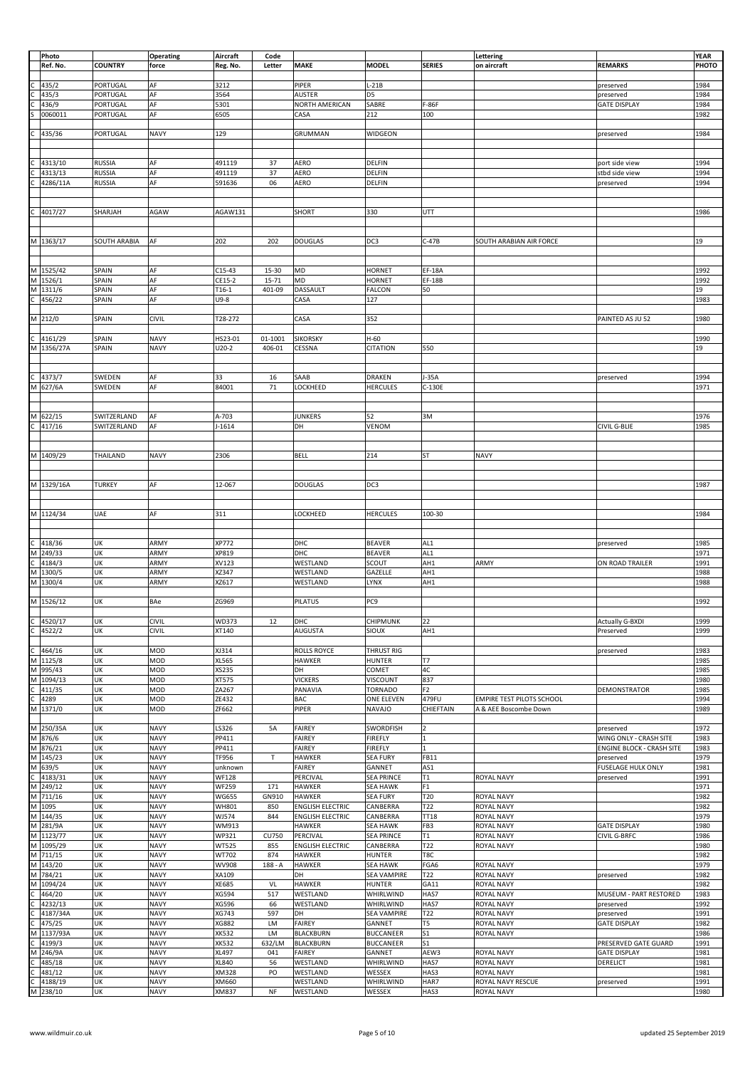| | Photo Ref. No. | COUNTRY | Operating force | Aircraft Reg. No. | Code Letter | MAKE | MODEL | SERIES | Lettering on aircraft | REMARKS | YEAR PHOTO |
|---|---|---|---|---|---|---|---|---|---|---|---|
| C | 435/2 | PORTUGAL | AF | 3212 | | PIPER | L-21B | | | preserved | 1984 |
| C | 435/3 | PORTUGAL | AF | 3564 | | AUSTER | D5 | | | preserved | 1984 |
| C | 436/9 | PORTUGAL | AF | 5301 | | NORTH AMERICAN | SABRE | F-86F | | GATE DISPLAY | 1984 |
| S | 0060011 | PORTUGAL | AF | 6505 | | CASA | 212 | 100 | | | 1982 |
| C | 435/36 | PORTUGAL | NAVY | 129 | | GRUMMAN | WIDGEON | | | preserved | 1984 |
| C | 4313/10 | RUSSIA | AF | 491119 | 37 | AERO | DELFIN | | | port side view | 1994 |
| C | 4313/13 | RUSSIA | AF | 491119 | 37 | AERO | DELFIN | | | stbd side view | 1994 |
| C | 4286/11A | RUSSIA | AF | 591636 | 06 | AERO | DELFIN | | | preserved | 1994 |
| C | 4017/27 | SHARJAH | AGAW | AGAW131 | | SHORT | 330 | UTT | | | 1986 |
| M | 1363/17 | SOUTH ARABIA | AF | 202 | 202 | DOUGLAS | DC3 | C-47B | SOUTH ARABIAN AIR FORCE | | 19 |
| M | 1525/42 | SPAIN | AF | C15-43 | 15-30 | MD | HORNET | EF-18A | | | 1992 |
| M | 1526/1 | SPAIN | AF | CE15-2 | 15-71 | MD | HORNET | EF-18B | | | 1992 |
| M | 1311/6 | SPAIN | AF | T16-1 | 401-09 | DASSAULT | FALCON | 50 | | | 19 |
| C | 456/22 | SPAIN | AF | U9-8 | | CASA | 127 | | | | 1983 |
| M | 212/0 | SPAIN | CIVIL | T28-272 | | CASA | 352 | | | PAINTED AS JU 52 | 1980 |
| C | 4161/29 | SPAIN | NAVY | HS23-01 | 01-1001 | SIKORSKY | H-60 | | | | 1990 |
| M | 1356/27A | SPAIN | NAVY | U20-2 | 406-01 | CESSNA | CITATION | 550 | | | 19 |
| C | 4373/7 | SWEDEN | AF | 33 | 16 | SAAB | DRAKEN | J-35A | | preserved | 1994 |
| M | 627/6A | SWEDEN | AF | 84001 | 71 | LOCKHEED | HERCULES | C-130E | | | 1971 |
| M | 622/15 | SWITZERLAND | AF | A-703 | | JUNKERS | 52 | 3M | | | 1976 |
| C | 417/16 | SWITZERLAND | AF | J-1614 | | DH | VENOM | | | CIVIL G-BLIE | 1985 |
| M | 1409/29 | THAILAND | NAVY | 2306 | | BELL | 214 | ST | NAVY | | |
| M | 1329/16A | TURKEY | AF | 12-067 | | DOUGLAS | DC3 | | | | 1987 |
| M | 1124/34 | UAE | AF | 311 | | LOCKHEED | HERCULES | 100-30 | | | 1984 |
| C | 418/36 | UK | ARMY | XP772 | | DHC | BEAVER | AL1 | | preserved | 1985 |
| M | 249/33 | UK | ARMY | XP819 | | DHC | BEAVER | AL1 | | | 1971 |
| C | 4184/3 | UK | ARMY | XV123 | | WESTLAND | SCOUT | AH1 | ARMY | ON ROAD TRAILER | 1991 |
| M | 1300/5 | UK | ARMY | XZ347 | | WESTLAND | GAZELLE | AH1 | | | 1988 |
| M | 1300/4 | UK | ARMY | XZ617 | | WESTLAND | LYNX | AH1 | | | 1988 |
| M | 1526/12 | UK | BAe | ZG969 | | PILATUS | PC9 | | | | 1992 |
| C | 4520/17 | UK | CIVIL | WD373 | 12 | DHC | CHIPMUNK | 22 | | Actually G-BXDI | 1999 |
| C | 4522/2 | UK | CIVIL | XT140 | | AUGUSTA | SIOUX | AH1 | | Preserved | 1999 |
| C | 464/16 | UK | MOD | XJ314 | | ROLLS ROYCE | THRUST RIG | | | preserved | 1983 |
| M | 1125/8 | UK | MOD | XL565 | | HAWKER | HUNTER | T7 | | | 1985 |
| M | 995/43 | UK | MOD | XS235 | | DH | COMET | 4C | | | 1985 |
| M | 1094/13 | UK | MOD | XT575 | | VICKERS | VISCOUNT | 837 | | | 1980 |
| C | 411/35 | UK | MOD | ZA267 | | PANAVIA | TORNADO | F2 | | DEMONSTRATOR | 1985 |
| C | 4289 | UK | MOD | ZE432 | | BAC | ONE ELEVEN | 479FU | EMPIRE TEST PILOTS SCHOOL | | 1994 |
| M | 1371/0 | UK | MOD | ZF662 | | PIPER | NAVAJO | CHIEFTAIN | A & AEE Boscombe Down | | 1989 |
| M | 250/35A | UK | NAVY | LS326 | 5A | FAIREY | SWORDFISH | 2 | | preserved | 1972 |
| M | 876/6 | UK | NAVY | PP411 | | FAIREY | FIREFLY | 1 | | WING ONLY - CRASH SITE | 1983 |
| M | 876/21 | UK | NAVY | PP411 | | FAIREY | FIREFLY | 1 | | ENGINE BLOCK - CRASH SITE | 1983 |
| M | 145/23 | UK | NAVY | TF956 | T | HAWKER | SEA FURY | FB11 | | preserved | 1979 |
| M | 639/5 | UK | NAVY | unknown | | FAIREY | GANNET | AS1 | | FUSELAGE HULK ONLY | 1981 |
| C | 4183/31 | UK | NAVY | WF128 | | PERCIVAL | SEA PRINCE | T1 | ROYAL NAVY | preserved | 1991 |
| M | 249/12 | UK | NAVY | WF259 | 171 | HAWKER | SEA HAWK | F1 | | | 1971 |
| M | 711/16 | UK | NAVY | WG655 | GN910 | HAWKER | SEA FURY | T20 | ROYAL NAVY | | 1982 |
| M | 1095 | UK | NAVY | WH801 | 850 | ENGLISH ELECTRIC | CANBERRA | T22 | ROYAL NAVY | | 1982 |
| M | 144/35 | UK | NAVY | WJ574 | 844 | ENGLISH ELECTRIC | CANBERRA | TT18 | ROYAL NAVY | | 1979 |
| M | 281/9A | UK | NAVY | WM913 | | HAWKER | SEA HAWK | FB3 | ROYAL NAVY | GATE DISPLAY | 1980 |
| M | 1123/77 | UK | NAVY | WP321 | CU750 | PERCIVAL | SEA PRINCE | T1 | ROYAL NAVY | CIVIL G-BRFC | 1986 |
| M | 1095/29 | UK | NAVY | WT525 | 855 | ENGLISH ELECTRIC | CANBERRA | T22 | ROYAL NAVY | | 1980 |
| M | 711/15 | UK | NAVY | WT702 | 874 | HAWKER | HUNTER | T8C | | | 1982 |
| M | 143/20 | UK | NAVY | WV908 | 188 - A | HAWKER | SEA HAWK | FGA6 | ROYAL NAVY | | 1979 |
| M | 784/21 | UK | NAVY | XA109 | | DH | SEA VAMPIRE | T22 | ROYAL NAVY | preserved | 1982 |
| M | 1094/24 | UK | NAVY | XE685 | VL | HAWKER | HUNTER | GA11 | ROYAL NAVY | | 1982 |
| C | 464/20 | UK | NAVY | XG594 | 517 | WESTLAND | WHIRLWIND | HAS7 | ROYAL NAVY | MUSEUM - PART RESTORED | 1983 |
| C | 4232/13 | UK | NAVY | XG596 | 66 | WESTLAND | WHIRLWIND | HAS7 | ROYAL NAVY | preserved | 1992 |
| C | 4187/34A | UK | NAVY | XG743 | 597 | DH | SEA VAMPIRE | T22 | ROYAL NAVY | preserved | 1991 |
| C | 475/25 | UK | NAVY | XG882 | LM | FAIREY | GANNET | T5 | ROYAL NAVY | GATE DISPLAY | 1982 |
| M | 1137/93A | UK | NAVY | XK532 | LM | BLACKBURN | BUCCANEER | S1 | ROYAL NAVY | | 1986 |
| C | 4199/3 | UK | NAVY | XK532 | 632/LM | BLACKBURN | BUCCANEER | S1 | | PRESERVED GATE GUARD | 1991 |
| M | 246/9A | UK | NAVY | XL497 | 041 | FAIREY | GANNET | AEW3 | ROYAL NAVY | GATE DISPLAY | 1981 |
| C | 485/18 | UK | NAVY | XL840 | 56 | WESTLAND | WHIRLWIND | HAS7 | ROYAL NAVY | DERELICT | 1981 |
| C | 481/12 | UK | NAVY | XM328 | PO | WESTLAND | WESSEX | HAS3 | ROYAL NAVY | | 1981 |
| C | 4188/19 | UK | NAVY | XM660 | | WESTLAND | WHIRLWIND | HAR7 | ROYAL NAVY RESCUE | preserved | 1991 |
| M | 238/10 | UK | NAVY | XM837 | NF | WESTLAND | WESSEX | HAS3 | ROYAL NAVY | | 1980 |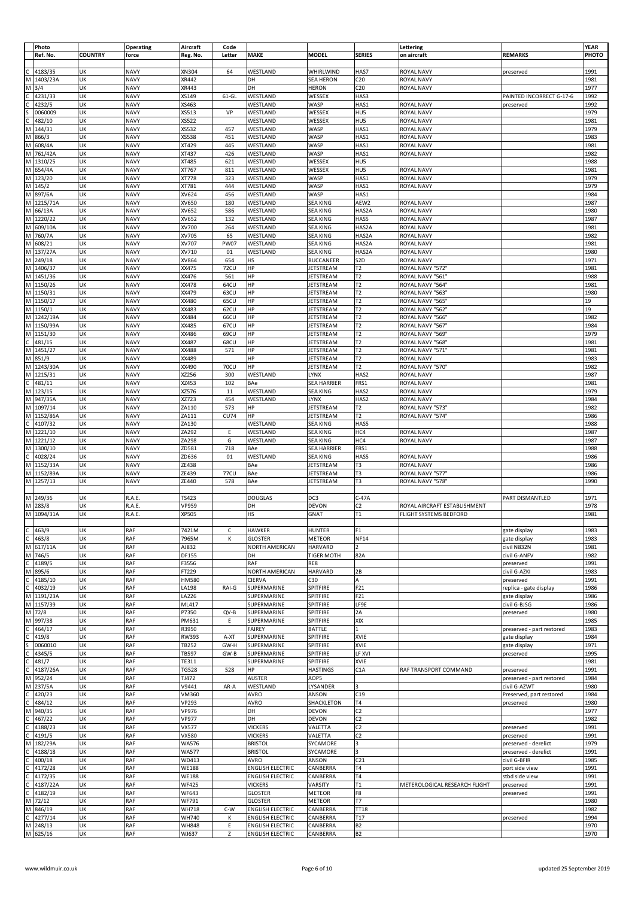| | Photo Ref. No. | COUNTRY | Operating force | Aircraft Reg. No. | Code Letter | MAKE | MODEL | SERIES | Lettering on aircraft | REMARKS | YEAR PHOTO |
|---|---|---|---|---|---|---|---|---|---|---|---|
| C | 4183/35 | UK | NAVY | XN304 | 64 | WESTLAND | WHIRLWIND | HAS7 | ROYAL NAVY | preserved | 1991 |
| M | 1403/23A | UK | NAVY | XR442 | | DH | SEA HERON | C20 | ROYAL NAVY | | 1981 |
| M | 3/4 | UK | NAVY | XR443 | | DH | HERON | C20 | ROYAL NAVY | | 1977 |
| C | 4231/33 | UK | NAVY | XS149 | 61-GL | WESTLAND | WESSEX | HAS3 | | PAINTED INCORRECT G-17-6 | 1992 |
| C | 4232/5 | UK | NAVY | XS463 | | WESTLAND | WASP | HAS1 | ROYAL NAVY | preserved | 1992 |
| S | 0060009 | UK | NAVY | XS513 | VP | WESTLAND | WESSEX | HU5 | ROYAL NAVY | | 1979 |
| C | 482/10 | UK | NAVY | XS522 | | WESTLAND | WESSEX | HU5 | ROYAL NAVY | | 1981 |
| M | 144/31 | UK | NAVY | XS532 | 457 | WESTLAND | WASP | HAS1 | ROYAL NAVY | | 1979 |
| M | 866/3 | UK | NAVY | XS538 | 451 | WESTLAND | WASP | HAS1 | ROYAL NAVY | | 1983 |
| M | 608/4A | UK | NAVY | XT429 | 445 | WESTLAND | WASP | HAS1 | ROYAL NAVY | | 1981 |
| M | 761/42A | UK | NAVY | XT437 | 426 | WESTLAND | WASP | HAS1 | ROYAL NAVY | | 1982 |
| M | 1310/25 | UK | NAVY | XT485 | 621 | WESTLAND | WESSEX | HU5 | | | 1988 |
| M | 654/4A | UK | NAVY | XT767 | 811 | WESTLAND | WESSEX | HU5 | ROYAL NAVY | | 1981 |
| M | 123/20 | UK | NAVY | XT778 | 323 | WESTLAND | WASP | HAS1 | ROYAL NAVY | | 1979 |
| M | 145/2 | UK | NAVY | XT781 | 444 | WESTLAND | WASP | HAS1 | ROYAL NAVY | | 1979 |
| M | 897/6A | UK | NAVY | XV624 | 456 | WESTLAND | WASP | HAS1 | | | 1984 |
| M | 1215/71A | UK | NAVY | XV650 | 180 | WESTLAND | SEA KING | AEW2 | ROYAL NAVY | | 1987 |
| M | 66/13A | UK | NAVY | XV652 | 586 | WESTLAND | SEA KING | HAS2A | ROYAL NAVY | | 1980 |
| M | 1220/22 | UK | NAVY | XV652 | 132 | WESTLAND | SEA KING | HAS5 | ROYAL NAVY | | 1987 |
| M | 609/10A | UK | NAVY | XV700 | 264 | WESTLAND | SEA KING | HAS2A | ROYAL NAVY | | 1981 |
| M | 760/7A | UK | NAVY | XV705 | 65 | WESTLAND | SEA KING | HAS2A | ROYAL NAVY | | 1982 |
| M | 608/21 | UK | NAVY | XV707 | PW07 | WESTLAND | SEA KING | HAS2A | ROYAL NAVY | | 1981 |
| M | 137/27A | UK | NAVY | XV710 | 01 | WESTLAND | SEA KING | HAS2A | ROYAL NAVY | | 1980 |
| M | 249/18 | UK | NAVY | XV864 | 654 | HS | BUCCANEER | S2D | ROYAL NAVY | | 1971 |
| M | 1406/37 | UK | NAVY | XX475 | 72CU | HP | JETSTREAM | T2 | ROYAL NAVY "572" | | 1981 |
| M | 1451/36 | UK | NAVY | XX476 | 561 | HP | JETSTREAM | T2 | ROYAL NAVY "561" | | 1988 |
| M | 1150/26 | UK | NAVY | XX478 | 64CU | HP | JETSTREAM | T2 | ROYAL NAVY "564" | | 1981 |
| M | 1150/31 | UK | NAVY | XX479 | 63CU | HP | JETSTREAM | T2 | ROYAL NAVY "563" | | 1980 |
| M | 1150/17 | UK | NAVY | XX480 | 65CU | HP | JETSTREAM | T2 | ROYAL NAVY "565" | | 19 |
| M | 1150/1 | UK | NAVY | XX483 | 62CU | HP | JETSTREAM | T2 | ROYAL NAVY "562" | | 19 |
| M | 1242/19A | UK | NAVY | XX484 | 66CU | HP | JETSTREAM | T2 | ROYAL NAVY "566" | | 1982 |
| M | 1150/99A | UK | NAVY | XX485 | 67CU | HP | JETSTREAM | T2 | ROYAL NAVY "567" | | 1984 |
| M | 1151/30 | UK | NAVY | XX486 | 69CU | HP | JETSTREAM | T2 | ROYAL NAVY "569" | | 1979 |
| C | 481/15 | UK | NAVY | XX487 | 68CU | HP | JETSTREAM | T2 | ROYAL NAVY "568" | | 1981 |
| M | 1451/27 | UK | NAVY | XX488 | 571 | HP | JETSTREAM | T2 | ROYAL NAVY "571" | | 1981 |
| M | 851/9 | UK | NAVY | XX489 | | HP | JETSTREAM | T2 | ROYAL NAVY | | 1983 |
| M | 1243/30A | UK | NAVY | XX490 | 70CU | HP | JETSTREAM | T2 | ROYAL NAVY "570" | | 1982 |
| M | 1215/31 | UK | NAVY | XZ256 | 300 | WESTLAND | LYNX | HAS2 | ROYAL NAVY | | 1987 |
| C | 481/11 | UK | NAVY | XZ453 | 102 | BAe | SEA HARRIER | FRS1 | ROYAL NAVY | | 1981 |
| M | 123/15 | UK | NAVY | XZ576 | 11 | WESTLAND | SEA KING | HAS2 | ROYAL NAVY | | 1979 |
| M | 947/35A | UK | NAVY | XZ723 | 454 | WESTLAND | LYNX | HAS2 | ROYAL NAVY | | 1984 |
| M | 1097/14 | UK | NAVY | ZA110 | 573 | HP | JETSTREAM | T2 | ROYAL NAVY "573" | | 1982 |
| M | 1152/86A | UK | NAVY | ZA111 | CU74 | HP | JETSTREAM | T2 | ROYAL NAVY "574" | | 1986 |
| C | 4107/32 | UK | NAVY | ZA130 | | WESTLAND | SEA KING | HAS5 | | | 1988 |
| M | 1221/10 | UK | NAVY | ZA292 | E | WESTLAND | SEA KING | HC4 | ROYAL NAVY | | 1987 |
| M | 1221/12 | UK | NAVY | ZA298 | G | WESTLAND | SEA KING | HC4 | ROYAL NAVY | | 1987 |
| M | 1300/10 | UK | NAVY | ZD581 | 718 | BAe | SEA HARRIER | FRS1 | | | 1988 |
| C | 4028/24 | UK | NAVY | ZD636 | 01 | WESTLAND | SEA KING | HAS5 | ROYAL NAVY | | 1986 |
| M | 1152/33A | UK | NAVY | ZE438 | | BAe | JETSTREAM | T3 | ROYAL NAVY | | 1986 |
| M | 1152/89A | UK | NAVY | ZE439 | 77CU | BAe | JETSTREAM | T3 | ROYAL NAVY "577" | | 1986 |
| M | 1257/13 | UK | NAVY | ZE440 | 578 | BAe | JETSTREAM | T3 | ROYAL NAVY "578" | | 1990 |
| | | | | | | | | | | | |
| M | 249/36 | UK | R.A.E. | TS423 | | DOUGLAS | DC3 | C-47A | | PART DISMANTLED | 1971 |
| M | 283/8 | UK | R.A.E. | VP959 | | DH | DEVON | C2 | ROYAL AIRCRAFT ESTABLISHMENT | | 1978 |
| M | 1094/31A | UK | R.A.E. | XP505 | | HS | GNAT | T1 | FLIGHT SYSTEMS BEDFORD | | 1981 |
| | | | | | | | | | | | |
| C | 463/9 | UK | RAF | 7421M | C | HAWKER | HUNTER | F1 | | gate display | 1983 |
| C | 463/8 | UK | RAF | 7965M | K | GLOSTER | METEOR | NF14 | | gate display | 1983 |
| M | 617/11A | UK | RAF | AJ832 | | NORTH AMERICAN | HARVARD | 2 | | civil N832N | 1981 |
| M | 746/5 | UK | RAF | DF155 | | DH | TIGER MOTH | 82A | | civil G-ANFV | 1982 |
| C | 4189/5 | UK | RAF | F3556 | | RAF | RE8 | | | preserved | 1991 |
| M | 895/6 | UK | RAF | FT229 | | NORTH AMERICAN | HARVARD | 2B | | civil G-AZKI | 1983 |
| C | 4185/10 | UK | RAF | HM580 | | CIERVA | C30 | A | | preserved | 1991 |
| C | 4032/19 | UK | RAF | LA198 | RAI-G | SUPERMARINE | SPITFIRE | F21 | | replica - gate display | 1986 |
| M | 1191/23A | UK | RAF | LA226 | | SUPERMARINE | SPITFIRE | F21 | | gate display | 1986 |
| M | 1157/39 | UK | RAF | ML417 | | SUPERMARINE | SPITFIRE | LF9E | | civil G-BJSG | 1986 |
| M | 72/8 | UK | RAF | P7350 | QV-B | SUPERMARINE | SPITFIRE | 2A | | preserved | 1980 |
| M | 997/38 | UK | RAF | PM631 | E | SUPERMARINE | SPITFIRE | XIX | | | 1985 |
| C | 464/17 | UK | RAF | R3950 | | FAIREY | BATTLE | 1 | | preserved - part restored | 1983 |
| C | 419/8 | UK | RAF | RW393 | A-XT | SUPERMARINE | SPITFIRE | XVIE | | gate display | 1984 |
| S | 0060010 | UK | RAF | TB252 | GW-H | SUPERMARINE | SPITFIRE | XVIE | | gate display | 1971 |
| C | 4345/5 | UK | RAF | TB597 | GW-B | SUPERMARINE | SPITFIRE | LF XVI | | preserved | 1995 |
| C | 481/7 | UK | RAF | TE311 | | SUPERMARINE | SPITFIRE | XVIE | | | 1981 |
| C | 4187/26A | UK | RAF | TG528 | 528 | HP | HASTINGS | C1A | RAF TRANSPORT COMMAND | preserved | 1991 |
| M | 952/24 | UK | RAF | TJ472 | | AUSTER | AOP5 | | | preserved - part restored | 1984 |
| M | 237/5A | UK | RAF | V9441 | AR-A | WESTLAND | LYSANDER | 3 | | civil G-AZWT | 1980 |
| C | 420/23 | UK | RAF | VM360 | | AVRO | ANSON | C19 | | Preserved, part restored | 1984 |
| C | 484/12 | UK | RAF | VP293 | | AVRO | SHACKLETON | T4 | | preserved | 1980 |
| M | 940/35 | UK | RAF | VP976 | | DH | DEVON | C2 | | | 1977 |
| C | 467/22 | UK | RAF | VP977 | | DH | DEVON | C2 | | | 1982 |
| C | 4188/23 | UK | RAF | VX577 | | VICKERS | VALETTA | C2 | | preserved | 1991 |
| C | 4191/5 | UK | RAF | VX580 | | VICKERS | VALETTA | C2 | | preserved | 1991 |
| M | 182/29A | UK | RAF | WA576 | | BRISTOL | SYCAMORE | 3 | | preserved - derelict | 1979 |
| C | 4188/18 | UK | RAF | WA577 | | BRISTOL | SYCAMORE | 3 | | preserved - derelict | 1991 |
| C | 400/18 | UK | RAF | WD413 | | AVRO | ANSON | C21 | | civil G-BFIR | 1985 |
| C | 4172/28 | UK | RAF | WE188 | | ENGLISH ELECTRIC | CANBERRA | T4 | | port side view | 1991 |
| C | 4172/35 | UK | RAF | WE188 | | ENGLISH ELECTRIC | CANBERRA | T4 | | stbd side view | 1991 |
| C | 4187/22A | UK | RAF | WF425 | | VICKERS | VARSITY | T1 | METEROLOGICAL RESEARCH FLIGHT | preserved | 1991 |
| C | 4182/19 | UK | RAF | WF643 | | GLOSTER | METEOR | F8 | | preserved | 1991 |
| M | 72/12 | UK | RAF | WF791 | | GLOSTER | METEOR | T7 | | | 1980 |
| M | 846/19 | UK | RAF | WH718 | C-W | ENGLISH ELECTRIC | CANBERRA | TT18 | | | 1982 |
| C | 4277/14 | UK | RAF | WH740 | K | ENGLISH ELECTRIC | CANBERRA | T17 | | preserved | 1994 |
| M | 248/13 | UK | RAF | WH848 | E | ENGLISH ELECTRIC | CANBERRA | B2 | | | 1970 |
| M | 625/16 | UK | RAF | WJ637 | Z | ENGLISH ELECTRIC | CANBERRA | B2 | | | 1970 |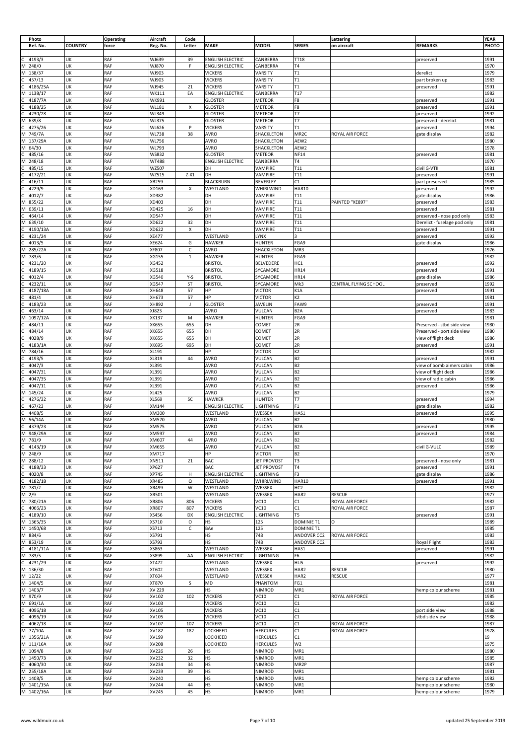| | Photo Ref. No. | COUNTRY | Operating force | Aircraft Reg. No. | Code Letter | MAKE | MODEL | SERIES | Lettering on aircraft | REMARKS | YEAR PHOTO |
|---|---|---|---|---|---|---|---|---|---|---|---|
| C | 4193/3 | UK | RAF | WJ639 | 39 | ENGLISH ELECTRIC | CANBERRA | TT18 | | preserved | 1991 |
| M | 248/0 | UK | RAF | WJ870 | F | ENGLISH ELECTRIC | CANBERRA | T4 | | | 1970 |
| M | 138/37 | UK | RAF | WJ903 | | VICKERS | VARSITY | T1 | | derelict | 1979 |
| C | 457/13 | UK | RAF | WJ903 | | VICKERS | VARSITY | T1 | | part broken up | 1983 |
| C | 4186/25A | UK | RAF | WJ945 | 21 | VICKERS | VARSITY | T1 | | preserved | 1991 |
| M | 1138/17 | UK | RAF | WK111 | EA | ENGLISH ELECTRIC | CANBERRA | T17 | | | 1982 |
| C | 4187/7A | UK | RAF | WK991 | | GLOSTER | METEOR | F8 | | preserved | 1991 |
| C | 4188/25 | UK | RAF | WL181 | X | GLOSTER | METEOR | F8 | | preserved | 1991 |
| C | 4230/28 | UK | RAF | WL349 | | GLOSTER | METEOR | T7 | | preserved | 1992 |
| M | 639/8 | UK | RAF | WL375 | | GLOSTER | METEOR | T7 | | preserved - derelict | 1981 |
| C | 4275/26 | UK | RAF | WL626 | P | VICKERS | VARSITY | T1 | | preserved | 1994 |
| M | 749/7A | UK | RAF | WL738 | 38 | AVRO | SHACKLETON | MR2C | ROYAL AIR FORCE | gate display | 1982 |
| M | 137/29A | UK | RAF | WL756 | | AVRO | SHACKLETON | AEW2 | | | 1980 |
| M | 64/30 | UK | RAF | WL793 | | AVRO | SHACKLETON | AEW2 | | | 1978 |
| C | 485/16 | UK | RAF | WS832 | | GLOSTER | METEOR | NF14 | | preserved | 1981 |
| M | 248/18 | UK | RAF | WT488 | | ENGLISH ELECTRIC | CANBERRA | T4 | | | 1970 |
| C | 485/15 | UK | RAF | WZ507 | | DH | VAMPIRE | T11 | | civil G-VTII | 1981 |
| C | 4172/21 | UK | RAF | WZ515 | Z-X1 | DH | VAMPIRE | T11 | | preserved | 1991 |
| C | 416/11 | UK | RAF | XB259 | | BLACKBURN | BEVERLEY | C1 | | part preserved | 1985 |
| C | 4229/9 | UK | RAF | XD163 | X | WESTLAND | WHIRLWIND | HAR10 | | preserved | 1992 |
| C | 4012/7 | UK | RAF | XD382 | | DH | VAMPIRE | T11 | | gate display | 1986 |
| M | 855/22 | UK | RAF | XD403 | | DH | VAMPIRE | T11 | PAINTED "XE897" | preserved | 1983 |
| M | 639/11 | UK | RAF | XD425 | 16 | DH | VAMPIRE | T11 | | preserved | 1981 |
| C | 464/14 | UK | RAF | XD547 | | DH | VAMPIRE | T11 | | preserved - nose pod only | 1983 |
| M | 639/10 | UK | RAF | XD622 | 32 | DH | VAMPIRE | T11 | | Derelict - fuselage pod only | 1981 |
| C | 4190/13A | UK | RAF | XD622 | X | DH | VAMPIRE | T11 | | preserved | 1991 |
| C | 4231/24 | UK | RAF | XE477 | | WESTLAND | LYNX | 3 | | preserved | 1992 |
| C | 4013/5 | UK | RAF | XE624 | G | HAWKER | HUNTER | FGA9 | | gate display | 1986 |
| M | 285/22A | UK | RAF | XF807 | C | AVRO | SHACKLETON | MR3 | | | 1976 |
| M | 783/6 | UK | RAF | XG155 | 1 | HAWKER | HUNTER | FGA9 | | | 1982 |
| C | 4231/20 | UK | RAF | XG452 | | BRISTOL | BELVEDERE | HC1 | | preserved | 1992 |
| C | 4189/15 | UK | RAF | XG518 | | BRISTOL | SYCAMORE | HR14 | | preserved | 1991 |
| C | 4012/4 | UK | RAF | XG540 | Y-S | BRISTOL | SYCAMORE | HR14 | | gate display | 1986 |
| C | 4232/11 | UK | RAF | XG547 | ST | BRISTOL | SYCAMORE | Mk3 | CENTRAL FLYING SCHOOL | preserved | 1992 |
| C | 4187/18A | UK | RAF | XH648 | 57 | HP | VICTOR | K1A | | preserved | 1991 |
| C | 481/4 | UK | RAF | XH673 | 57 | HP | VICTOR | K2 | | | 1981 |
| C | 4183/23 | UK | RAF | XH892 | J | GLOSTER | JAVELIN | FAW9 | | preserved | 1991 |
| C | 463/14 | UK | RAF | XJ823 | | AVRO | VULCAN | B2A | | preserved | 1983 |
| M | 1097/12A | UK | RAF | XK137 | M | HAWKER | HUNTER | FGA9 | | | 1981 |
| C | 484/11 | UK | RAF | XK655 | 655 | DH | COMET | 2R | | Preserved - stbd side view | 1980 |
| C | 484/14 | UK | RAF | XK655 | 655 | DH | COMET | 2R | | Preserved - port side view | 1980 |
| C | 4028/9 | UK | RAF | XK655 | 655 | DH | COMET | 2R | | view of flight deck | 1986 |
| C | 4183/1A | UK | RAF | XK695 | 695 | DH | COMET | 2R | | preserved | 1991 |
| M | 784/16 | UK | RAF | XL191 | | HP | VICTOR | K2 | | | 1982 |
| C | 4193/5 | UK | RAF | XL319 | 44 | AVRO | VULCAN | B2 | | preserved | 1991 |
| C | 4047/3 | UK | RAF | XL391 | | AVRO | VULCAN | B2 | | view of bomb aimers cabin | 1986 |
| C | 4047/31 | UK | RAF | XL391 | | AVRO | VULCAN | B2 | | view of flight deck | 1986 |
| C | 4047/35 | UK | RAF | XL391 | | AVRO | VULCAN | B2 | | view of radio cabin | 1986 |
| C | 4047/11 | UK | RAF | XL391 | | AVRO | VULCAN | B2 | | preserved | 1986 |
| M | 145/24 | UK | RAF | XL425 | | AVRO | VULCAN | B2 | | | 1979 |
| C | 4276/32 | UK | RAF | XL569 | SC | HAWKER | HUNTER | T7 | | preserved | 1994 |
| C | 467/23 | UK | RAF | XM144 | | ENGLISH ELECTRIC | LIGHTNING | F1 | | gate display | 1982 |
| C | 4408/5 | UK | RAF | XM300 | | WESTLAND | WESSEX | HAS1 | | preserved | 1995 |
| M | 56/14A | UK | RAF | XM570 | | AVRO | VULCAN | B2 | | | 1980 |
| C | 4379/23 | UK | RAF | XM575 | | AVRO | VULCAN | B2A | | preserved | 1995 |
| M | 948/29A | UK | RAF | XM597 | | AVRO | VULCAN | B2 | | preserved | 1984 |
| M | 781/9 | UK | RAF | XM607 | 44 | AVRO | VULCAN | B2 | | | 1982 |
| C | 4143/19 | UK | RAF | XM655 | | AVRO | VULCAN | B2 | | civil G-VULC | 1989 |
| M | 248/9 | UK | RAF | XM717 | | HP | VICTOR | B2 | | | 1970 |
| M | 288/12 | UK | RAF | XN511 | 21 | BAC | JET PROVOST | T3 | | preserved - nose only | 1981 |
| C | 4188/33 | UK | RAF | XP627 | | BAC | JET PROVOST | T4 | | preserved | 1991 |
| C | 4020/8 | UK | RAF | XP745 | H | ENGLISH ELECTRIC | LIGHTNING | F3 | | gate display | 1986 |
| C | 4182/18 | UK | RAF | XR485 | Q | WESTLAND | WHIRLWIND | HAR10 | | preserved | 1991 |
| M | 781/2 | UK | RAF | XR499 | W | WESTLAND | WESSEX | HC2 | | | 1982 |
| M | 2/9 | UK | RAF | XR501 | | WESTLAND | WESSEX | HAR2 | RESCUE | | 1977 |
| M | 780/21A | UK | RAF | XR806 | 806 | VICKERS | VC10 | C1 | ROYAL AIR FORCE | | 1982 |
| C | 4066/23 | UK | RAF | XR807 | 807 | VICKERS | VC10 | C1 | ROYAL AIR FORCE | | 1987 |
| C | 4189/10 | UK | RAF | XS456 | DX | ENGLISH ELECTRIC | LIGHTNING | T5 | | preserved | 1991 |
| M | 1365/35 | UK | RAF | XS710 | O | HS | 125 | DOMINIE T1 | O | | 1989 |
| M | 1450/68 | UK | RAF | XS713 | C | BAe | 125 | DOMINIE T1 | | | 1985 |
| M | 884/6 | UK | RAF | XS791 | | HS | 748 | ANDOVER CC2 | ROYAL AIR FORCE | | 1983 |
| M | 853/19 | UK | RAF | XS793 | | HS | 748 | ANDOVER CC2 | | Royal Flight | 1983 |
| C | 4181/11A | UK | RAF | XS863 | | WESTLAND | WESSEX | HAS1 | | preserved | 1991 |
| M | 783/5 | UK | RAF | XS899 | AA | ENGLISH ELECTRIC | LIGHTNING | F6 | | | 1982 |
| C | 4231/29 | UK | RAF | XT472 | | WESTLAND | WESSEX | HU5 | | preserved | 1992 |
| M | 136/30 | UK | RAF | XT602 | | WESTLAND | WESSEX | HAR2 | RESCUE | | 1980 |
| M | 12/22 | UK | RAF | XT604 | | WESTLAND | WESSEX | HAR2 | RESCUE | | 1977 |
| M | 1404/5 | UK | RAF | XT870 | S | MD | PHANTOM | FG1 | | | 1981 |
| M | 1403/7 | UK | RAF | XV 229 | | HS | NIMROD | MR1 | | hemp colour scheme | 1981 |
| M | 970/9 | UK | RAF | XV102 | 102 | VICKERS | VC10 | C1 | ROYAL AIR FORCE | | 1985 |
| M | 691/1A | UK | RAF | XV103 | | VICKERS | VC10 | C1 | | | 1982 |
| C | 4096/18 | UK | RAF | XV105 | | VICKERS | VC10 | C1 | | port side view | 1988 |
| C | 4096/19 | UK | RAF | XV105 | | VICKERS | VC10 | C1 | | stbd side view | 1988 |
| C | 4062/18 | UK | RAF | XV107 | 107 | VICKERS | VC10 | C1 | ROYAL AIR FORCE | | 1987 |
| M | 77/10A | UK | RAF | XV182 | 182 | LOCKHEED | HERCULES | C1 | ROYAL AIR FORCE | | 1978 |
| M | 1356/21A | UK | RAF | XV199 | | LOCKHEED | HERCULES | C1 | | | 19 |
| M | 111/16A | UK | RAF | XV208 | | LOCKHEED | HERCULES | W2 | | | 1975 |
| M | 1094/8 | UK | RAF | XV226 | 26 | HS | NIMROD | MR1 | | | 1980 |
| M | 1450/73 | UK | RAF | XV232 | 32 | HS | NIMROD | MR1 | | | 1985 |
| C | 4060/30 | UK | RAF | XV234 | 34 | HS | NIMROD | MR2P | | | 1987 |
| M | 255/18A | UK | RAF | XV239 | 39 | HS | NIMROD | MR1 | | | 1981 |
| M | 1408/5 | UK | RAF | XV240 | | HS | NIMROD | MR1 | | hemp colour scheme | 1982 |
| M | 1401/15A | UK | RAF | XV244 | 44 | HS | NIMROD | MR1 | | hemp colour scheme | 1980 |
| M | 1402/16A | UK | RAF | XV245 | 45 | HS | NIMROD | MR1 | | hemp colour scheme | 1979 |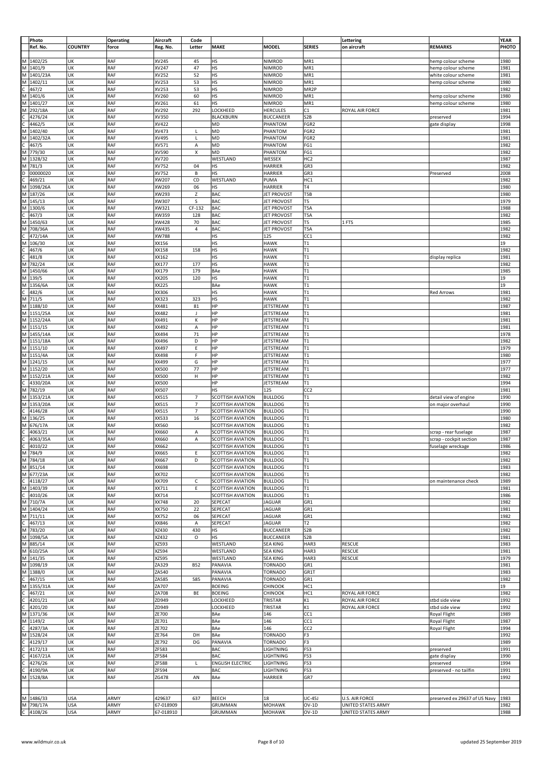| | Photo Ref. No. | COUNTRY | Operating force | Aircraft Reg. No. | Code Letter | MAKE | MODEL | SERIES | Lettering on aircraft | REMARKS | YEAR PHOTO |
|---|---|---|---|---|---|---|---|---|---|---|---|
| M | 1402/25 | UK | RAF | XV245 | 45 | HS | NIMROD | MR1 | | hemp colour scheme | 1980 |
| M | 1401/9 | UK | RAF | XV247 | 47 | HS | NIMROD | MR1 | | hemp colour scheme | 1981 |
| M | 1401/23A | UK | RAF | XV252 | 52 | HS | NIMROD | MR1 | | white colour scheme | 1981 |
| M | 1402/11 | UK | RAF | XV253 | 53 | HS | NIMROD | MR1 | | hemp colour scheme | 1980 |
| C | 467/2 | UK | RAF | XV253 | 53 | HS | NIMROD | MR2P | | | 1982 |
| M | 1401/6 | UK | RAF | XV260 | 60 | HS | NIMROD | MR1 | | hemp colour scheme | 1980 |
| M | 1401/27 | UK | RAF | XV261 | 61 | HS | NIMROD | MR1 | | hemp colour scheme | 1980 |
| M | 292/18A | UK | RAF | XV292 | 292 | LOCKHEED | HERCULES | C1 | ROYAL AIR FORCE | | 1981 |
| C | 4276/24 | UK | RAF | XV350 | | BLACKBURN | BUCCANEER | S2B | | preserved | 1994 |
| C | 4462/5 | UK | RAF | XV422 | | MD | PHANTOM | FGR2 | | gate display | 1998 |
| M | 1402/40 | UK | RAF | XV473 | L | MD | PHANTOM | FGR2 | | | 1981 |
| M | 1402/32A | UK | RAF | XV495 | L | MD | PHANTOM | FGR2 | | | 1981 |
| C | 467/5 | UK | RAF | XV571 | A | MD | PHANTOM | FG1 | | | 1982 |
| M | 779/30 | UK | RAF | XV590 | X | MD | PHANTOM | FG1 | | | 1982 |
| M | 1328/32 | UK | RAF | XV720 | | WESTLAND | WESSEX | HC2 | | | 1987 |
| M | 781/3 | UK | RAF | XV752 | 04 | HS | HARRIER | GR3 | | | 1982 |
| D | 00000020 | UK | RAF | XV752 | B | HS | HARRIER | GR3 | | Preserved | 2008 |
| C | 469/21 | UK | RAF | XW207 | CD | WESTLAND | PUMA | HC1 | | | 1982 |
| M | 1098/26A | UK | RAF | XW269 | 06 | HS | HARRIER | T4 | | | 1980 |
| M | 187/26 | UK | RAF | XW293 | Z | BAC | JET PROVOST | T5B | | | 1980 |
| M | 145/13 | UK | RAF | XW307 | S | BAC | JET PROVOST | T5 | | | 1979 |
| M | 1300/6 | UK | RAF | XW321 | CF-132 | BAC | JET PROVOST | T5A | | | 1988 |
| C | 467/3 | UK | RAF | XW359 | 128 | BAC | JET PROVOST | T5A | | | 1982 |
| M | 1450/63 | UK | RAF | XW428 | 70 | BAC | JET PROVOST | T5 | 1 FTS | | 1985 |
| M | 708/36A | UK | RAF | XW435 | 4 | BAC | JET PROVOST | T5A | | | 1982 |
| C | 472/14A | UK | RAF | XW788 | | HS | 125 | CC1 | | | 1982 |
| M | 106/30 | UK | RAF | XX156 | | HS | HAWK | T1 | | | 19 |
| C | 467/6 | UK | RAF | XX158 | 158 | HS | HAWK | T1 | | | 1982 |
| C | 481/8 | UK | RAF | XX162 | | HS | HAWK | T1 | | display replica | 1981 |
| M | 782/24 | UK | RAF | XX177 | 177 | HS | HAWK | T1 | | | 1982 |
| M | 1450/66 | UK | RAF | XX179 | 179 | BAe | HAWK | T1 | | | 1985 |
| M | 139/5 | UK | RAF | XX205 | 120 | HS | HAWK | T1 | | | 19 |
| M | 1356/6A | UK | RAF | XX225 | | BAe | HAWK | T1 | | | 19 |
| C | 482/6 | UK | RAF | XX306 | | HS | HAWK | T1 | | Red Arrows | 1981 |
| M | 711/5 | UK | RAF | XX323 | 323 | HS | HAWK | T1 | | | 1982 |
| M | 1188/10 | UK | RAF | XX481 | 81 | HP | JETSTREAM | T1 | | | 1987 |
| M | 1151/25A | UK | RAF | XX482 | J | HP | JETSTREAM | T1 | | | 1981 |
| M | 1152/24A | UK | RAF | XX491 | K | HP | JETSTREAM | T1 | | | 1981 |
| M | 1151/15 | UK | RAF | XX492 | A | HP | JETSTREAM | T1 | | | 1981 |
| M | 1455/14A | UK | RAF | XX494 | 71 | HP | JETSTREAM | T1 | | | 1978 |
| M | 1151/18A | UK | RAF | XX496 | D | HP | JETSTREAM | T1 | | | 1982 |
| M | 1151/10 | UK | RAF | XX497 | E | HP | JETSTREAM | T1 | | | 1979 |
| M | 1151/4A | UK | RAF | XX498 | F | HP | JETSTREAM | T1 | | | 1980 |
| M | 1241/15 | UK | RAF | XX499 | G | HP | JETSTREAM | T1 | | | 1977 |
| M | 1152/20 | UK | RAF | XX500 | 77 | HP | JETSTREAM | T1 | | | 1977 |
| M | 1152/21A | UK | RAF | XX500 | H | HP | JETSTREAM | T1 | | | 1982 |
| C | 4330/20A | UK | RAF | XX500 | | HP | JETSTREAM | T1 | | | 1994 |
| M | 782/19 | UK | RAF | XX507 | | HS | 125 | CC2 | | | 1981 |
| M | 1353/21A | UK | RAF | XX515 | 7 | SCOTTISH AVIATION | BULLDOG | T1 | | detail view of engine | 1990 |
| M | 1353/20A | UK | RAF | XX515 | 7 | SCOTTISH AVIATION | BULLDOG | T1 | | on major overhaul | 1990 |
| C | 4146/28 | UK | RAF | XX515 | 7 | SCOTTISH AVIATION | BULLDOG | T1 | | | 1990 |
| M | 136/25 | UK | RAF | XX533 | 16 | SCOTTISH AVIATION | BULLDOG | T1 | | | 1980 |
| M | 676/17A | UK | RAF | XX560 | | SCOTTISH AVIATION | BULLDOG | T1 | | | 1982 |
| C | 4063/21 | UK | RAF | XX660 | A | SCOTTISH AVIATION | BULLDOG | T1 | | scrap - rear fuselage | 1987 |
| C | 4063/35A | UK | RAF | XX660 | A | SCOTTISH AVIATION | BULLDOG | T1 | | scrap - cockpit section | 1987 |
| C | 4010/22 | UK | RAF | XX662 | | SCOTTISH AVIATION | BULLDOG | T1 | | fuselage wreckage | 1986 |
| M | 784/9 | UK | RAF | XX665 | E | SCOTTISH AVIATION | BULLDOG | T1 | | | 1982 |
| M | 784/18 | UK | RAF | XX667 | D | SCOTTISH AVIATION | BULLDOG | T1 | | | 1982 |
| M | 851/14 | UK | RAF | XX698 | | SCOTTISH AVIATION | BULLDOG | T1 | | | 1983 |
| M | 677/23A | UK | RAF | XX702 | | SCOTTISH AVIATION | BULLDOG | T1 | | | 1982 |
| C | 4118/27 | UK | RAF | XX709 | C | SCOTTISH AVIATION | BULLDOG | T1 | | on maintenance check | 1989 |
| M | 1403/39 | UK | RAF | XX711 | E | SCOTTISH AVIATION | BULLDOG | T1 | | | 1981 |
| C | 4010/26 | UK | RAF | XX714 | | SCOTTISH AVIATION | BULLDOG | T1 | | | 1986 |
| M | 710/7A | UK | RAF | XX748 | 20 | SEPECAT | JAGUAR | GR1 | | | 1982 |
| M | 1404/24 | UK | RAF | XX750 | 22 | SEPECAT | JAGUAR | GR1 | | | 1981 |
| M | 711/11 | UK | RAF | XX752 | 06 | SEPECAT | JAGUAR | GR1 | | | 1982 |
| C | 467/13 | UK | RAF | XX846 | A | SEPECAT | JAGUAR | T2 | | | 1982 |
| M | 783/20 | UK | RAF | XZ430 | 430 | HS | BUCCANEER | S2B | | | 1982 |
| M | 1098/5A | UK | RAF | XZ432 | O | HS | BUCCANEER | S2B | | | 1981 |
| M | 885/14 | UK | RAF | XZ593 | | WESTLAND | SEA KING | HAR3 | RESCUE | | 1983 |
| M | 610/25A | UK | RAF | XZ594 | | WESTLAND | SEA KING | HAR3 | RESCUE | | 1981 |
| M | 141/35 | UK | RAF | XZ595 | | WESTLAND | SEA KING | HAR3 | RESCUE | | 1979 |
| M | 1098/19 | UK | RAF | ZA329 | B52 | PANAVIA | TORNADO | GR1 | | | 1981 |
| M | 1388/0 | UK | RAF | ZA540 | | PANAVIA | TORNADO | GR1T | | | 1983 |
| C | 467/15 | UK | RAF | ZA585 | 585 | PANAVIA | TORNADO | GR1 | | | 1982 |
| M | 1355/31A | UK | RAF | ZA707 | | BOEING | CHINOOK | HC1 | | | 19 |
| C | 467/21 | UK | RAF | ZA708 | BE | BOEING | CHINOOK | HC1 | ROYAL AIR FORCE | | 1982 |
| C | 4201/21 | UK | RAF | ZD949 | | LOCKHEED | TRISTAR | K1 | ROYAL AIR FORCE | stbd side view | 1992 |
| C | 4201/20 | UK | RAF | ZD949 | | LOCKHEED | TRISTAR | K1 | ROYAL AIR FORCE | stbd side view | 1992 |
| M | 1371/36 | UK | RAF | ZE700 | | BAe | 146 | CC1 | | Royal Flight | 1989 |
| M | 1149/2 | UK | RAF | ZE701 | | BAe | 146 | CC1 | | Royal Flight | 1987 |
| C | 4287/3A | UK | RAF | ZE702 | | BAe | 146 | CC2 | | Royal Flight | 1994 |
| M | 1528/24 | UK | RAF | ZE764 | DH | BAe | TORNADO | F3 | | | 1992 |
| C | 4129/17 | UK | RAF | ZE792 | DG | PANAVIA | TORNADO | F3 | | | 1989 |
| C | 4172/13 | UK | RAF | ZF583 | | BAC | LIGHTNING | F53 | | preserved | 1991 |
| C | 4167/21A | UK | RAF | ZF584 | | BAC | LIGHTNING | F53 | | gate display | 1990 |
| C | 4276/26 | UK | RAF | ZF588 | L | ENGLISH ELECTRIC | LIGHTNING | F53 | | preserved | 1994 |
| C | 4190/9A | UK | RAF | ZF594 | | BAC | LIGHTNING | F53 | | preserved - no tailfin | 1991 |
| M | 1528/8A | UK | RAF | ZG478 | AN | BAe | HARRIER | GR7 | | | 1992 |
| | | | | | | | | | | | |
| M | 1486/33 | USA | ARMY | 429637 | 637 | BEECH | 18 | UC-45J | U.S. AIR FORCE | preserved ex 29637 of US Navy | 1983 |
| M | 798/17A | USA | ARMY | 67-018909 | | GRUMMAN | MOHAWK | OV-1D | UNITED STATES ARMY | | 1982 |
| C | 4108/26 | USA | ARMY | 67-018910 | | GRUMMAN | MOHAWK | OV-1D | UNITED STATES ARMY | | 1988 |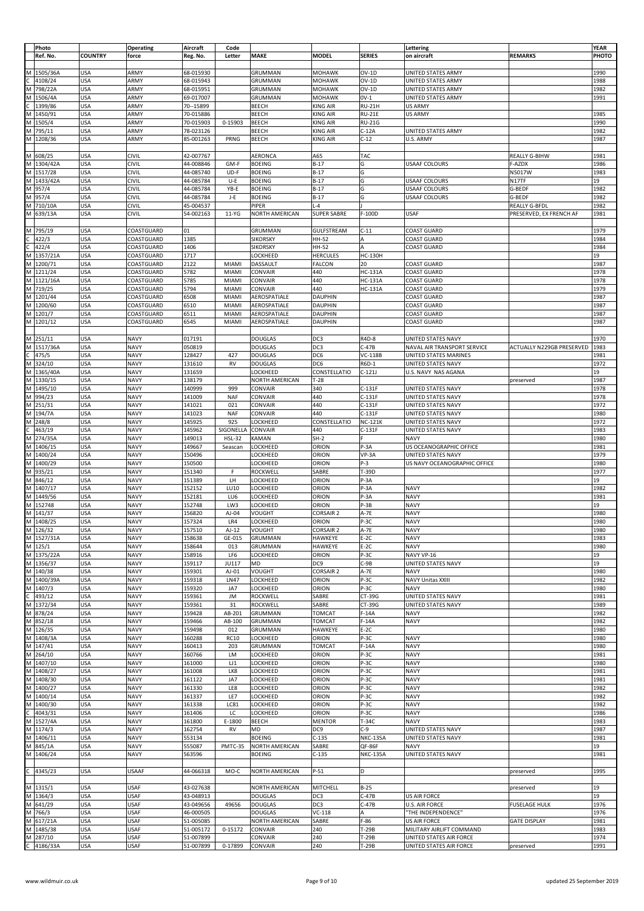| | Photo Ref. No. | COUNTRY | Operating force | Aircraft Reg. No. | Code Letter | MAKE | MODEL | SERIES | Lettering on aircraft | REMARKS | YEAR PHOTO |
|---|---|---|---|---|---|---|---|---|---|---|---|
| M | 1505/36A | USA | ARMY | 68-015930 | | GRUMMAN | MOHAWK | OV-1D | UNITED STATES ARMY | | 1990 |
| C | 4108/24 | USA | ARMY | 68-015943 | | GRUMMAN | MOHAWK | OV-1D | UNITED STATES ARMY | | 1988 |
| M | 798/22A | USA | ARMY | 68-015951 | | GRUMMAN | MOHAWK | OV-1D | UNITED STATES ARMY | | 1982 |
| M | 1506/4A | USA | ARMY | 69-017007 | | GRUMMAN | MOHAWK | 0V-1 | UNITED STATES ARMY | | 1991 |
| C | 1399/86 | USA | ARMY | 70--15899 | | BEECH | KING AIR | RU-21H | US ARMY | | |
| M | 1450/91 | USA | ARMY | 70-015886 | | BEECH | KING AIR | RU-21E | US ARMY | | 1985 |
| M | 1505/4 | USA | ARMY | 70-015903 | 0-15903 | BEECH | KING AIR | RU-21G | | | 1990 |
| M | 795/11 | USA | ARMY | 78-023126 | | BEECH | KING AIR | C-12A | UNITED STATES ARMY | | 1982 |
| M | 1208/36 | USA | ARMY | 85-001263 | PRNG | BEECH | KING AIR | C-12 | U.S. ARMY | | 1987 |
| | | | | | | | | | | | |
| M | 608/25 | USA | CIVIL | 42-007767 | | AERONCA | A65 | TAC | | REALLY G-BIHW | 1981 |
| M | 1304/42A | USA | CIVIL | 44-008846 | GM-F | BOEING | B-17 | G | USAAF COLOURS | F-AZDX | 1986 |
| M | 1517/28 | USA | CIVIL | 44-085740 | UD-F | BOEING | B-17 | G | | N5017W | 1983 |
| M | 1433/42A | USA | CIVIL | 44-085784 | U-E | BOEING | B-17 | G | USAAF COLOURS | N17TF | 19 |
| M | 957/4 | USA | CIVIL | 44-085784 | YB-E | BOEING | B-17 | G | USAAF COLOURS | G-BEDF | 1982 |
| M | 957/4 | USA | CIVIL | 44-085784 | J-E | BOEING | B-17 | G | USAAF COLOURS | G-BEDF | 1982 |
| M | 710/10A | USA | CIVIL | 45-004537 | | PIPER | L-4 | J | | REALLY G-BFDL | 1982 |
| M | 639/13A | USA | CIVIL | 54-002163 | 11-YG | NORTH AMERICAN | SUPER SABRE | F-100D | USAF | PRESERVED, EX FRENCH AF | 1981 |
| | | | | | | | | | | | |
| M | 795/19 | USA | COASTGUARD | 01 | | GRUMMAN | GULFSTREAM | C-11 | COAST GUARD | | 1979 |
| C | 422/3 | USA | COASTGUARD | 1385 | | SIKORSKY | HH-52 | A | COAST GUARD | | 1984 |
| C | 422/4 | USA | COASTGUARD | 1406 | | SIKORSKY | HH-52 | A | COAST GUARD | | 1984 |
| M | 1357/21A | USA | COASTGUARD | 1717 | | LOCKHEED | HERCULES | HC-130H | | | 19 |
| M | 1200/71 | USA | COASTGUARD | 2122 | MIAMI | DASSAULT | FALCON | 20 | COAST GUARD | | 1987 |
| M | 1211/24 | USA | COASTGUARD | 5782 | MIAMI | CONVAIR | 440 | HC-131A | COAST GUARD | | 1978 |
| M | 1121/16A | USA | COASTGUARD | 5785 | MIAMI | CONVAIR | 440 | HC-131A | COAST GUARD | | 1978 |
| M | 719/25 | USA | COASTGUARD | 5794 | MIAMI | CONVAIR | 440 | HC-131A | COAST GUARD | | 1979 |
| M | 1201/44 | USA | COASTGUARD | 6508 | MIAMI | AEROSPATIALE | DAUPHIN | | COAST GUARD | | 1987 |
| M | 1200/60 | USA | COASTGUARD | 6510 | MIAMI | AEROSPATIALE | DAUPHIN | | COAST GUARD | | 1987 |
| M | 1201/7 | USA | COASTGUARD | 6511 | MIAMI | AEROSPATIALE | DAUPHIN | | COAST GUARD | | 1987 |
| M | 1201/12 | USA | COASTGUARD | 6545 | MIAMI | AEROSPATIALE | DAUPHIN | | COAST GUARD | | 1987 |
| | | | | | | | | | | | |
| M | 251/11 | USA | NAVY | 017191 | | DOUGLAS | DC3 | R4D-8 | UNITED STATES NAVY | | 1970 |
| M | 1517/36A | USA | NAVY | 050819 | | DOUGLAS | DC3 | C-47B | NAVAL AIR TRANSPORT SERVICE | ACTUALLY N229GB PRESERVED | 1983 |
| C | 475/5 | USA | NAVY | 128427 | 427 | DOUGLAS | DC6 | VC-118B | UNITED STATES MARINES | | 1981 |
| M | 324/10 | USA | NAVY | 131610 | RV | DOUGLAS | DC6 | R6D-1 | UNITED STATES NAVY | | 1972 |
| M | 1365/40A | USA | NAVY | 131659 | | LOCKHEED | CONSTELLATIO | C-121J | U.S. NAVY NAS AGANA | | 19 |
| M | 1330/15 | USA | NAVY | 138179 | | NORTH AMERICAN | T-28 | | | preserved | 1987 |
| M | 1495/10 | USA | NAVY | 140999 | 999 | CONVAIR | 340 | C-131F | UNITED STATES NAVY | | 1978 |
| M | 994/23 | USA | NAVY | 141009 | NAF | CONVAIR | 440 | C-131F | UNITED STATES NAVY | | 1978 |
| M | 251/31 | USA | NAVY | 141021 | 021 | CONVAIR | 440 | C-131F | UNITED STATES NAVY | | 1972 |
| M | 194/7A | USA | NAVY | 141023 | NAF | CONVAIR | 440 | C-131F | UNITED STATES NAVY | | 1980 |
| M | 248/8 | USA | NAVY | 145925 | 925 | LOCKHEED | CONSTELLATIO | NC-121K | UNITED STATES NAVY | | 1972 |
| C | 463/19 | USA | NAVY | 145962 | SIGONELLA | CONVAIR | 440 | C-131F | UNITED STATES NAVY | | 1983 |
| M | 274/35A | USA | NAVY | 149013 | HSL-32 | KAMAN | SH-2 | F | NAVY | | 1980 |
| M | 1406/15 | USA | NAVY | 149667 | Seascan | LOCKHEED | ORION | P-3A | US OCEANOGRAPHIC OFFICE | | 1981 |
| M | 1400/24 | USA | NAVY | 150496 | | LOCKHEED | ORION | VP-3A | UNITED STATES NAVY | | 1979 |
| M | 1400/29 | USA | NAVY | 150500 | | LOCKHEED | ORION | P-3 | US NAVY OCEANOGRAPHIC OFFICE | | 1980 |
| M | 935/21 | USA | NAVY | 151340 | F | ROCKWELL | SABRE | T-39D | | | 1977 |
| M | 846/12 | USA | NAVY | 151389 | LH | LOCKHEED | ORION | P-3A | | | 19 |
| M | 1407/17 | USA | NAVY | 152152 | LU10 | LOCKHEED | ORION | P-3A | NAVY | | 1982 |
| M | 1449/56 | USA | NAVY | 152181 | LU6 | LOCKHEED | ORION | P-3A | NAVY | | 1981 |
| M | 152748 | USA | NAVY | 152748 | LW3 | LOCKHEED | ORION | P-3B | NAVY | | 19 |
| M | 141/37 | USA | NAVY | 156820 | AJ-04 | VOUGHT | CORSAIR 2 | A-7E | NAVY | | 1980 |
| M | 1408/25 | USA | NAVY | 157324 | LR4 | LOCKHEED | ORION | P-3C | NAVY | | 1980 |
| M | 126/32 | USA | NAVY | 157510 | AJ-12 | VOUGHT | CORSAIR 2 | A-7E | NAVY | | 1980 |
| M | 1527/31A | USA | NAVY | 158638 | GE-015 | GRUMMAN | HAWKEYE | E-2C | NAVY | | 1983 |
| M | 125/1 | USA | NAVY | 158644 | 013 | GRUMMAN | HAWKEYE | E-2C | NAVY | | 1980 |
| M | 1375/22A | USA | NAVY | 158916 | LF6 | LOCKHEED | ORION | P-3C | NAVY VP-16 | | 19 |
| M | 1356/37 | USA | NAVY | 159117 | JU117 | MD | DC9 | C-9B | UNITED STATES NAVY | | 19 |
| M | 140/38 | USA | NAVY | 159301 | AJ-01 | VOUGHT | CORSAIR 2 | A-7E | NAVY | | 1980 |
| M | 1400/39A | USA | NAVY | 159318 | LN47 | LOCKHEED | ORION | P-3C | NAVY Unitas XXIII | | 1982 |
| M | 1407/3 | USA | NAVY | 159320 | JA7 | LOCKHEED | ORION | P-3C | NAVY | | 1980 |
| C | 493/12 | USA | NAVY | 159361 | JM | ROCKWELL | SABRE | CT-39G | UNITED STATES NAVY | | 1981 |
| M | 1372/34 | USA | NAVY | 159361 | 31 | ROCKWELL | SABRE | CT-39G | UNITED STATES NAVY | | 1989 |
| M | 878/24 | USA | NAVY | 159428 | AB-201 | GRUMMAN | TOMCAT | F-14A | NAVY | | 1982 |
| M | 852/18 | USA | NAVY | 159466 | AB-100 | GRUMMAN | TOMCAT | F-14A | NAVY | | 1982 |
| M | 126/35 | USA | NAVY | 159498 | 012 | GRUMMAN | HAWKEYE | E-2C | | | 1980 |
| M | 1408/3A | USA | NAVY | 160288 | RC10 | LOCKHEED | ORION | P-3C | NAVY | | 1980 |
| M | 147/41 | USA | NAVY | 160413 | 203 | GRUMMAN | TOMCAT | F-14A | NAVY | | 1980 |
| M | 264/10 | USA | NAVY | 160766 | LM | LOCKHEED | ORION | P-3C | NAVY | | 1981 |
| M | 1407/10 | USA | NAVY | 161000 | LJ1 | LOCKHEED | ORION | P-3C | NAVY | | 1980 |
| M | 1408/27 | USA | NAVY | 161008 | LK8 | LOCKHEED | ORION | P-3C | NAVY | | 1981 |
| M | 1408/30 | USA | NAVY | 161122 | JA7 | LOCKHEED | ORION | P-3C | NAVY | | 1981 |
| M | 1400/27 | USA | NAVY | 161330 | LE8 | LOCKHEED | ORION | P-3C | NAVY | | 1982 |
| M | 1400/14 | USA | NAVY | 161337 | LE7 | LOCKHEED | ORION | P-3C | NAVY | | 1982 |
| M | 1400/30 | USA | NAVY | 161338 | LC81 | LOCKHEED | ORION | P-3C | NAVY | | 1982 |
| C | 4043/31 | USA | NAVY | 161406 | LC | LOCKHEED | ORION | P-3C | NAVY | | 1986 |
| M | 1527/4A | USA | NAVY | 161800 | E-1800 | BEECH | MENTOR | T-34C | NAVY | | 1983 |
| M | 1174/3 | USA | NAVY | 162754 | RV | MD | DC9 | C-9 | UNITED STATES NAVY | | 1987 |
| M | 1406/11 | USA | NAVY | 553134 | | BOEING | C-135 | NKC-135A | UNITED STATES NAVY | | 1981 |
| M | 845/1A | USA | NAVY | 555087 | PMTC-35 | NORTH AMERICAN | SABRE | QF-86F | NAVY | | 19 |
| M | 1406/24 | USA | NAVY | 563596 | | BOEING | C-135 | NKC-135A | UNITED STATES NAVY | | 1981 |
| | | | | | | | | | | | |
| C | 4345/23 | USA | USAAF | 44-066318 | MO-C | NORTH AMERICAN | P-51 | D | | preserved | 1995 |
| | | | | | | | | | | | |
| M | 1315/1 | USA | USAF | 43-027638 | | NORTH AMERICAN | MITCHELL | B-25 | | preserved | 19 |
| M | 1364/3 | USA | USAF | 43-048913 | | DOUGLAS | DC3 | C-47B | US AIR FORCE | | 19 |
| M | 641/29 | USA | USAF | 43-049656 | 49656 | DOUGLAS | DC3 | C-47B | U.S. AIR FORCE | FUSELAGE HULK | 1976 |
| M | 766/3 | USA | USAF | 46-000505 | | DOUGLAS | VC-118 | A | "THE INDEPENDENCE" | | 1976 |
| M | 617/21A | USA | USAF | 51-005085 | | NORTH AMERICAN | SABRE | F-86 | US AIR FORCE | GATE DISPLAY | 1981 |
| M | 1485/38 | USA | USAF | 51-005172 | 0-15172 | CONVAIR | 240 | T-29B | MILITARY AIRLIFT COMMAND | | 1983 |
| M | 287/10 | USA | USAF | 51-007899 | | CONVAIR | 240 | T-29B | UNITED STATES AIR FORCE | | 1974 |
| C | 4186/33A | USA | USAF | 51-007899 | 0-17899 | CONVAIR | 240 | T-29B | UNITED STATES AIR FORCE | preserved | 1991 |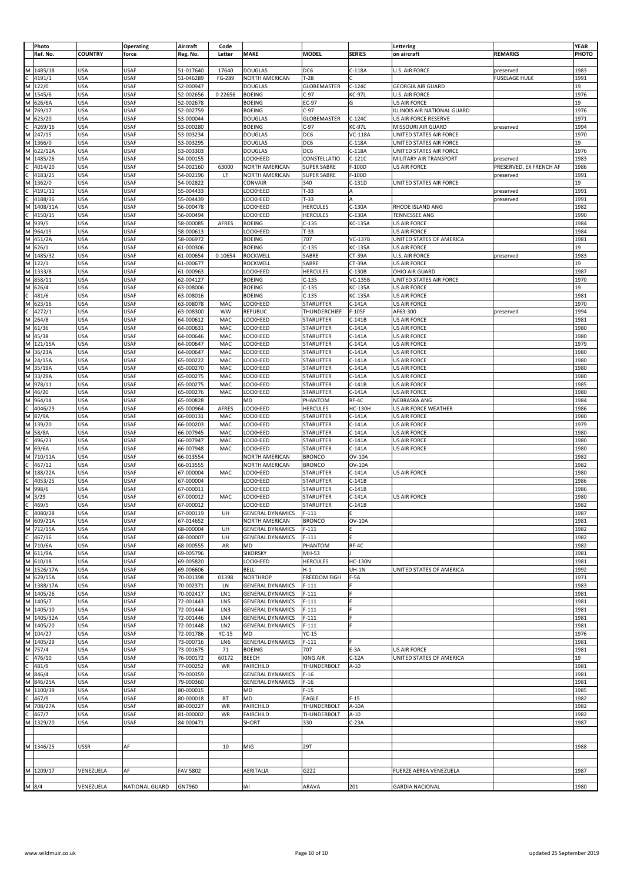| | Photo Ref. No. | COUNTRY | Operating force | Aircraft Reg. No. | Code Letter | MAKE | MODEL | SERIES | Lettering on aircraft | REMARKS | YEAR PHOTO |
|---|---|---|---|---|---|---|---|---|---|---|---|
| M | 1485/18 | USA | USAF | 51-017640 | 17640 | DOUGLAS | DC6 | C-118A | U.S. AIR FORCE | preserved | 1983 |
| C | 4191/1 | USA | USAF | 51-046289 | FG-289 | NORTH AMERICAN | T-28 | C | | FUSELAGE HULK | 1991 |
| M | 122/0 | USA | USAF | 52-000947 | | DOUGLAS | GLOBEMASTER | C-124C | GEORGIA AIR GUARD | | 19 |
| M | 1545/6 | USA | USAF | 52-002656 | 0-22656 | BOEING | C-97 | KC-97L | U.S. AIR FORCE | | 1976 |
| M | 626/6A | USA | USAF | 52-002678 | | BOEING | EC-97 | G | US AIR FORCE | | 19 |
| M | 769/17 | USA | USAF | 52-002759 | | BOEING | C-97 | | ILLINOIS AIR NATIONAL GUARD | | 1976 |
| M | 623/20 | USA | USAF | 53-000044 | | DOUGLAS | GLOBEMASTER | C-124C | US AIR FORCE RESERVE | | 1971 |
| C | 4269/16 | USA | USAF | 53-000280 | | BOEING | C-97 | KC-97L | MISSOURI AIR GUARD | preserved | 1994 |
| M | 247/15 | USA | USAF | 53-003234 | | DOUGLAS | DC6 | VC-118A | UNITED STATES AIR FORCE | | 1970 |
| M | 1366/0 | USA | USAF | 53-003295 | | DOUGLAS | DC6 | C-118A | UNITED STATES AIR FORCE | | 19 |
| M | 622/12A | USA | USAF | 53-003303 | | DOUGLAS | DC6 | C-118A | UNITED STATES AIR FORCE | | 1976 |
| M | 1485/26 | USA | USAF | 54-000155 | | LOCKHEED | CONSTELLATIO | C-121C | MILITARY AIR TRANSPORT | preserved | 1983 |
| C | 4014/20 | USA | USAF | 54-002160 | 63000 | NORTH AMERICAN | SUPER SABRE | F-100D | US AIR FORCE | PRESERVED, EX FRENCH AF | 1986 |
| C | 4183/25 | USA | USAF | 54-002196 | LT | NORTH AMERICAN | SUPER SABRE | F-100D | | preserved | 1991 |
| M | 1362/0 | USA | USAF | 54-002822 | | CONVAIR | 340 | C-131D | UNITED STATES AIR FORCE | | 19 |
| C | 4191/11 | USA | USAF | 55-004433 | | LOCKHEED | T-33 | A | | preserved | 1991 |
| C | 4188/36 | USA | USAF | 55-004439 | | LOCKHEED | T-33 | A | | preserved | 1991 |
| M | 1408/31A | USA | USAF | 56-000478 | | LOCKHEED | HERCULES | C-130A | RHODE ISLAND ANG | | 1982 |
| C | 4150/15 | USA | USAF | 56-000494 | | LOCKHEED | HERCULES | C-130A | TENNESSEE ANG | | 1990 |
| M | 939/5 | USA | USAF | 58-000085 | AFRES | BOEING | C-135 | KC-135A | US AIR FORCE | | 1984 |
| M | 964/15 | USA | USAF | 58-000613 | | LOCKHEED | T-33 | | US AIR FORCE | | 1984 |
| M | 451/2A | USA | USAF | 58-006972 | | BOEING | 707 | VC-137B | UNITED STATES OF AMERICA | | 1981 |
| M | 626/1 | USA | USAF | 61-000306 | | BOEING | C-135 | KC-135A | US AIR FORCE | | 19 |
| M | 1485/32 | USA | USAF | 61-000654 | 0-10654 | ROCKWELL | SABRE | CT-39A | U.S. AIR FORCE | preserved | 1983 |
| M | 122/1 | USA | USAF | 61-000677 | | ROCKWELL | SABRE | CT-39A | US AIR FORCE | | 19 |
| M | 1333/8 | USA | USAF | 61-000963 | | LOCKHEED | HERCULES | C-130B | OHIO AIR GUARD | | 1987 |
| M | 858/11 | USA | USAF | 62-004127 | | BOEING | C-135 | VC-135B | UNITED STATES AIR FORCE | | 1970 |
| M | 626/4 | USA | USAF | 63-008006 | | BOEING | C-135 | KC-135A | US AIR FORCE | | 19 |
| C | 481/6 | USA | USAF | 63-008016 | | BOEING | C-135 | KC-135A | US AIR FORCE | | 1981 |
| M | 623/16 | USA | USAF | 63-008078 | MAC | LOCKHEED | STARLIFTER | C-141A | US AIR FORCE | | 1970 |
| C | 4272/1 | USA | USAF | 63-008300 | WW | REPUBLIC | THUNDERCHIEF | F-105F | AF63-300 | preserved | 1994 |
| M | 264/8 | USA | USAF | 64-000612 | MAC | LOCKHEED | STARLIFTER | C-141B | US AIR FORCE | | 1981 |
| M | 61/36 | USA | USAF | 64-000631 | MAC | LOCKHEED | STARLIFTER | C-141A | US AIR FORCE | | 1980 |
| M | 45/38 | USA | USAF | 64-000646 | MAC | LOCKHEED | STARLIFTER | C-141A | US AIR FORCE | | 1980 |
| M | 121/15A | USA | USAF | 64-000647 | MAC | LOCKHEED | STARLIFTER | C-141A | US AIR FORCE | | 1979 |
| M | 36/23A | USA | USAF | 64-000647 | MAC | LOCKHEED | STARLIFTER | C-141A | US AIR FORCE | | 1980 |
| M | 24/15A | USA | USAF | 65-000222 | MAC | LOCKHEED | STARLIFTER | C-141A | US AIR FORCE | | 1980 |
| M | 35/19A | USA | USAF | 65-000270 | MAC | LOCKHEED | STARLIFTER | C-141A | US AIR FORCE | | 1980 |
| M | 33/29A | USA | USAF | 65-000275 | MAC | LOCKHEED | STARLIFTER | C-141A | US AIR FORCE | | 1980 |
| M | 978/11 | USA | USAF | 65-000275 | MAC | LOCKHEED | STARLIFTER | C-141B | US AIR FORCE | | 1985 |
| M | 46/20 | USA | USAF | 65-000276 | MAC | LOCKHEED | STARLIFTER | C-141A | US AIR FORCE | | 1980 |
| M | 964/14 | USA | USAF | 65-000828 | | MD | PHANTOM | RF-4C | NEBRASKA ANG | | 1984 |
| C | 4046/29 | USA | USAF | 65-000964 | AFRES | LOCKHEED | HERCULES | HC-130H | US AIR FORCE WEATHER | | 1986 |
| M | 87/9A | USA | USAF | 66-000131 | MAC | LOCKHEED | STARLIFTER | C-141A | US AIR FORCE | | 1980 |
| M | 139/20 | USA | USAF | 66-000203 | MAC | LOCKHEED | STARLIFTER | C-141A | US AIR FORCE | | 1979 |
| M | 58/8A | USA | USAF | 66-007945 | MAC | LOCKHEED | STARLIFTER | C-141A | US AIR FORCE | | 1980 |
| C | 496/23 | USA | USAF | 66-007947 | MAC | LOCKHEED | STARLIFTER | C-141A | US AIR FORCE | | 1980 |
| M | 69/6A | USA | USAF | 66-007948 | MAC | LOCKHEED | STARLIFTER | C-141A | US AIR FORCE | | 1980 |
| M | 710/11A | USA | USAF | 66-013554 | | NORTH AMERICAN | BRONCO | OV-10A | | | 1982 |
| C | 467/12 | USA | USAF | 66-013555 | | NORTH AMERICAN | BRONCO | OV-10A | | | 1982 |
| M | 188/22A | USA | USAF | 67-000004 | MAC | LOCKHEED | STARLIFTER | C-141A | US AIR FORCE | | 1980 |
| C | 4053/25 | USA | USAF | 67-000004 | | LOCKHEED | STARLIFTER | C-141B | | | 1986 |
| M | 998/6 | USA | USAF | 67-000011 | | LOCKHEED | STARLIFTER | C-141B | | | 1986 |
| M | 3/29 | USA | USAF | 67-000012 | MAC | LOCKHEED | STARLIFTER | C-141A | US AIR FORCE | | 1980 |
| C | 469/5 | USA | USAF | 67-000012 | | LOCKHEED | STARLIFTER | C-141B | | | 1982 |
| C | 4080/28 | USA | USAF | 67-000119 | UH | GENERAL DYNAMICS | F-111 | E | | | 1987 |
| M | 609/21A | USA | USAF | 67-014652 | | NORTH AMERICAN | BRONCO | OV-10A | | | 1981 |
| M | 712/15A | USA | USAF | 68-000004 | UH | GENERAL DYNAMICS | F-111 | E | | | 1982 |
| C | 467/16 | USA | USAF | 68-000007 | UH | GENERAL DYNAMICS | F-111 | E | | | 1982 |
| M | 710/6A | USA | USAF | 68-000555 | AR | MD | PHANTOM | RF-4C | | | 1982 |
| M | 611/9A | USA | USAF | 69-005796 | | SIKORSKY | MH-53 | J | | | 1981 |
| M | 610/18 | USA | USAF | 69-005820 | | LOCKHEED | HERCULES | HC-130N | | | 1981 |
| M | 1526/17A | USA | USAF | 69-006606 | | BELL | H-1 | UH-1N | UNITED STATES OF AMERICA | | 1992 |
| M | 629/15A | USA | USAF | 70-001398 | 01398 | NORTHROP | FREEDOM FIGH | F-5A | | | 1971 |
| M | 1388/17A | USA | USAF | 70-002371 | LN | GENERAL DYNAMICS | F-111 | F | | | 1983 |
| M | 1405/26 | USA | USAF | 70-002417 | LN1 | GENERAL DYNAMICS | F-111 | F | | | 1981 |
| M | 1405/7 | USA | USAF | 72-001443 | LN5 | GENERAL DYNAMICS | F-111 | F | | | 1981 |
| M | 1405/10 | USA | USAF | 72-001444 | LN3 | GENERAL DYNAMICS | F-111 | F | | | 1981 |
| M | 1405/32A | USA | USAF | 72-001446 | LN4 | GENERAL DYNAMICS | F-111 | F | | | 1981 |
| M | 1405/20 | USA | USAF | 72-001448 | LN2 | GENERAL DYNAMICS | F-111 | F | | | 1981 |
| M | 104/27 | USA | USAF | 72-001786 | YC-15 | MD | YC-15 | | | | 1976 |
| M | 1405/29 | USA | USAF | 73-000716 | LN6 | GENERAL DYNAMICS | F-111 | F | | | 1981 |
| M | 757/4 | USA | USAF | 73-001675 | 71 | BOEING | 707 | E-3A | US AIR FORCE | | 1981 |
| C | 476/10 | USA | USAF | 76-000172 | 60172 | BEECH | KING AIR | C-12A | UNITED STATES OF AMERICA | | 19 |
| C | 481/9 | USA | USAF | 77-000252 | WR | FAIRCHILD | THUNDERBOLT | A-10 | | | 1981 |
| M | 846/4 | USA | USAF | 79-000359 | | GENERAL DYNAMICS | F-16 | | | | 1981 |
| M | 846/25A | USA | USAF | 79-000360 | | GENERAL DYNAMICS | F-16 | | | | 1981 |
| M | 1100/39 | USA | USAF | 80-000015 | | MD | F-15 | | | | 1985 |
| C | 467/9 | USA | USAF | 80-000018 | BT | MD | EAGLE | F-15 | | | 1982 |
| M | 708/27A | USA | USAF | 80-000227 | WR | FAIRCHILD | THUNDERBOLT | A-10A | | | 1982 |
| C | 467/7 | USA | USAF | 81-000002 | WR | FAIRCHILD | THUNDERBOLT | A-10 | | | 1982 |
| M | 1329/20 | USA | USAF | 84-000471 | | SHORT | 330 | C-23A | | | 1987 |
| M | 1346/25 | USSR | AF | | 10 | MIG | 29T | | | | 1988 |
| M | 1209/17 | VENEZUELA | AF | FAV 5802 | | AERITALIA | G222 | | FUERZE AEREA VENEZUELA | | 1987 |
| M | 8/4 | VENEZUELA | NATIONAL GUARD | GN7960 | | IAI | ARAVA | 201 | GARDIA NACIONAL | | 1980 |

www.wildmuir.co.uk

updated 25 September 2019